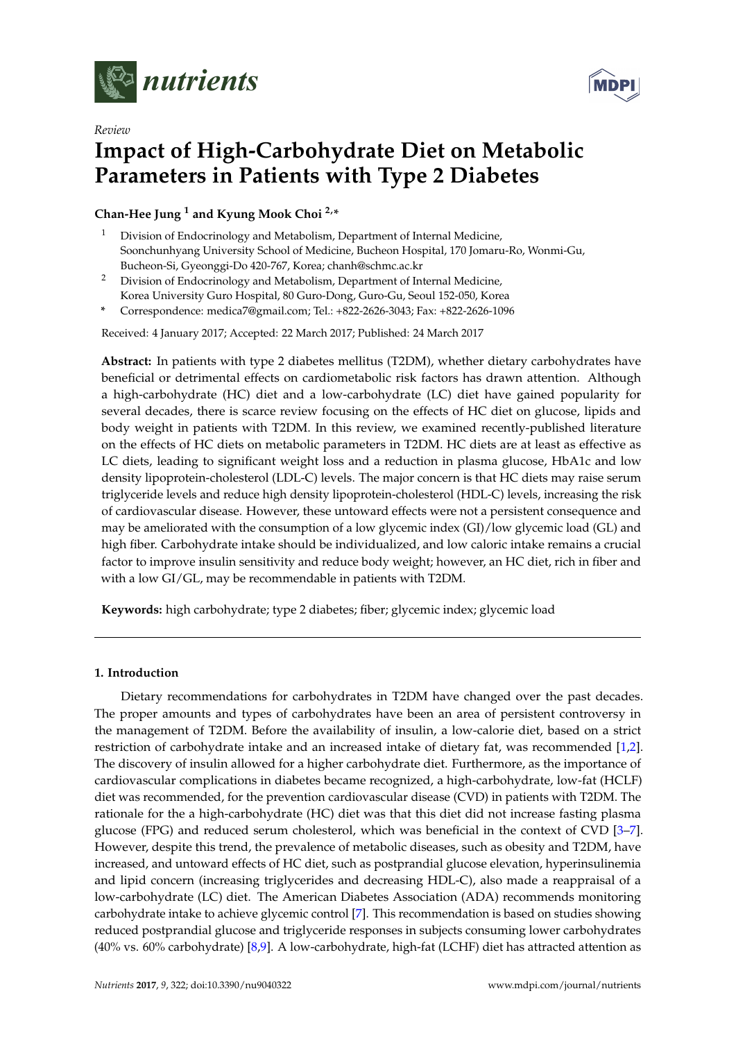*Review*

# Impact of High-Carbohydrate Diet on Metabolic Parameters in Patients with Type 2 Diabetes

**Chan-Hee Jung [1] and Kyung Mook Choi [2,*]**

[1] Division of Endocrinology and Metabolism, Department of Internal Medicine, Soonchunhyang University School of Medicine, Bucheon Hospital, 170 Jomaru-Ro, Wonmi-Gu, Bucheon-Si, Gyeonggi-Do 420-767, Korea; chanh@schmc.ac.kr

[2] Division of Endocrinology and Metabolism, Department of Internal Medicine, Korea University Guro Hospital, 80 Guro-Dong, Guro-Gu, Seoul 152-050, Korea

\* Correspondence: medica7@gmail.com; Tel.: +822-2626-3043; Fax: +822-2626-1096

Received: 4 January 2017; Accepted: 22 March 2017; Published: 24 March 2017

**Abstract:** In patients with type 2 diabetes mellitus (T2DM), whether dietary carbohydrates have beneficial or detrimental effects on cardiometabolic risk factors has drawn attention. Although a high-carbohydrate (HC) diet and a low-carbohydrate (LC) diet have gained popularity for several decades, there is scarce review focusing on the effects of HC diet on glucose, lipids and body weight in patients with T2DM. In this review, we examined recently-published literature on the effects of HC diets on metabolic parameters in T2DM. HC diets are at least as effective as LC diets, leading to significant weight loss and a reduction in plasma glucose, HbA1c and low density lipoprotein-cholesterol (LDL-C) levels. The major concern is that HC diets may raise serum triglyceride levels and reduce high density lipoprotein-cholesterol (HDL-C) levels, increasing the risk of cardiovascular disease. However, these untoward effects were not a persistent consequence and may be ameliorated with the consumption of a low glycemic index (GI)/low glycemic load (GL) and high fiber. Carbohydrate intake should be individualized, and low caloric intake remains a crucial factor to improve insulin sensitivity and reduce body weight; however, an HC diet, rich in fiber and with a low GI/GL, may be recommendable in patients with T2DM.

**Keywords:** high carbohydrate; type 2 diabetes; fiber; glycemic index; glycemic load

## 1. Introduction

Dietary recommendations for carbohydrates in T2DM have changed over the past decades. The proper amounts and types of carbohydrates have been an area of persistent controversy in the management of T2DM. Before the availability of insulin, a low-calorie diet, based on a strict restriction of carbohydrate intake and an increased intake of dietary fat, was recommended [1,2]. The discovery of insulin allowed for a higher carbohydrate diet. Furthermore, as the importance of cardiovascular complications in diabetes became recognized, a high-carbohydrate, low-fat (HCLF) diet was recommended, for the prevention cardiovascular disease (CVD) in patients with T2DM. The rationale for the a high-carbohydrate (HC) diet was that this diet did not increase fasting plasma glucose (FPG) and reduced serum cholesterol, which was beneficial in the context of CVD [3–7]. However, despite this trend, the prevalence of metabolic diseases, such as obesity and T2DM, have increased, and untoward effects of HC diet, such as postprandial glucose elevation, hyperinsulinemia and lipid concern (increasing triglycerides and decreasing HDL-C), also made a reappraisal of a low-carbohydrate (LC) diet. The American Diabetes Association (ADA) recommends monitoring carbohydrate intake to achieve glycemic control [7]. This recommendation is based on studies showing reduced postprandial glucose and triglyceride responses in subjects consuming lower carbohydrates (40% vs. 60% carbohydrate) [8,9]. A low-carbohydrate, high-fat (LCHF) diet has attracted attention as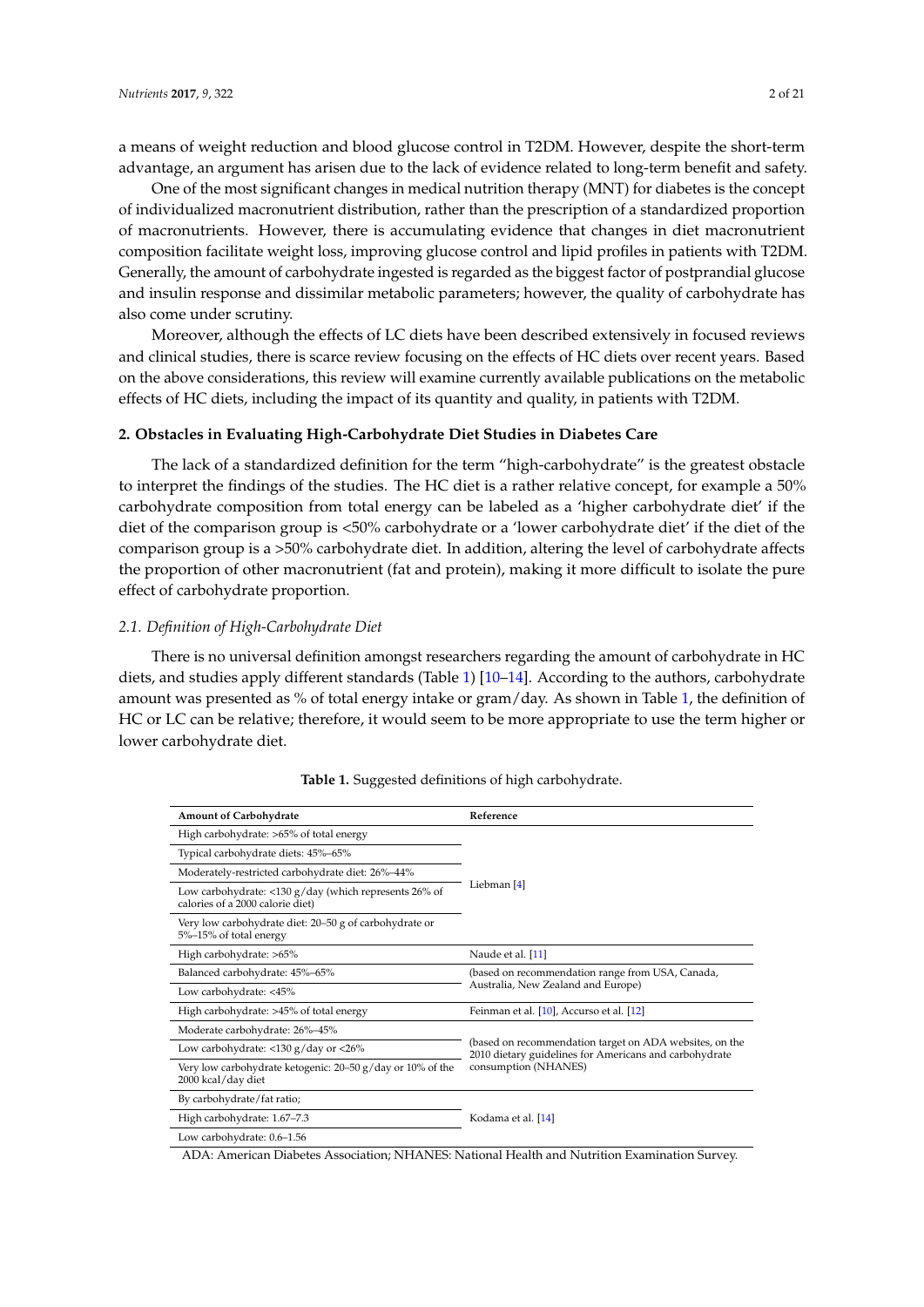a means of weight reduction and blood glucose control in T2DM. However, despite the short-term advantage, an argument has arisen due to the lack of evidence related to long-term benefit and safety.

One of the most significant changes in medical nutrition therapy (MNT) for diabetes is the concept of individualized macronutrient distribution, rather than the prescription of a standardized proportion of macronutrients. However, there is accumulating evidence that changes in diet macronutrient composition facilitate weight loss, improving glucose control and lipid profiles in patients with T2DM. Generally, the amount of carbohydrate ingested is regarded as the biggest factor of postprandial glucose and insulin response and dissimilar metabolic parameters; however, the quality of carbohydrate has also come under scrutiny.

Moreover, although the effects of LC diets have been described extensively in focused reviews and clinical studies, there is scarce review focusing on the effects of HC diets over recent years. Based on the above considerations, this review will examine currently available publications on the metabolic effects of HC diets, including the impact of its quantity and quality, in patients with T2DM.

## 2. Obstacles in Evaluating High-Carbohydrate Diet Studies in Diabetes Care

The lack of a standardized definition for the term "high-carbohydrate" is the greatest obstacle to interpret the findings of the studies. The HC diet is a rather relative concept, for example a 50% carbohydrate composition from total energy can be labeled as a 'higher carbohydrate diet' if the diet of the comparison group is <50% carbohydrate or a 'lower carbohydrate diet' if the diet of the comparison group is a >50% carbohydrate diet. In addition, altering the level of carbohydrate affects the proportion of other macronutrient (fat and protein), making it more difficult to isolate the pure effect of carbohydrate proportion.

### *2.1. Definition of High-Carbohydrate Diet*

There is no universal definition amongst researchers regarding the amount of carbohydrate in HC diets, and studies apply different standards (Table 1) [10–14]. According to the authors, carbohydrate amount was presented as % of total energy intake or gram/day. As shown in Table 1, the definition of HC or LC can be relative; therefore, it would seem to be more appropriate to use the term higher or lower carbohydrate diet.

**Table 1.** Suggested definitions of high carbohydrate.

| Amount of Carbohydrate | Reference |
|---|---|
| High carbohydrate: >65% of total energy | Liebman [4] |
| Typical carbohydrate diets: 45%–65% | |
| Moderately-restricted carbohydrate diet: 26%–44% | |
| Low carbohydrate: <130 g/day (which represents 26% of calories of a 2000 calorie diet) | |
| Very low carbohydrate diet: 20–50 g of carbohydrate or 5%–15% of total energy | |
| High carbohydrate: >65% | Naude et al. [11] |
| Balanced carbohydrate: 45%–65% | (based on recommendation range from USA, Canada, Australia, New Zealand and Europe) |
| Low carbohydrate: <45% | |
| High carbohydrate: >45% of total energy | Feinman et al. [10], Accurso et al. [12] |
| Moderate carbohydrate: 26%–45% | (based on recommendation target on ADA websites, on the 2010 dietary guidelines for Americans and carbohydrate consumption (NHANES) |
| Low carbohydrate: <130 g/day or <26% | |
| Very low carbohydrate ketogenic: 20–50 g/day or 10% of the 2000 kcal/day diet | |
| By carbohydrate/fat ratio; | Kodama et al. [14] |
| High carbohydrate: 1.67–7.3 | |
| Low carbohydrate: 0.6–1.56 | |

ADA: American Diabetes Association; NHANES: National Health and Nutrition Examination Survey.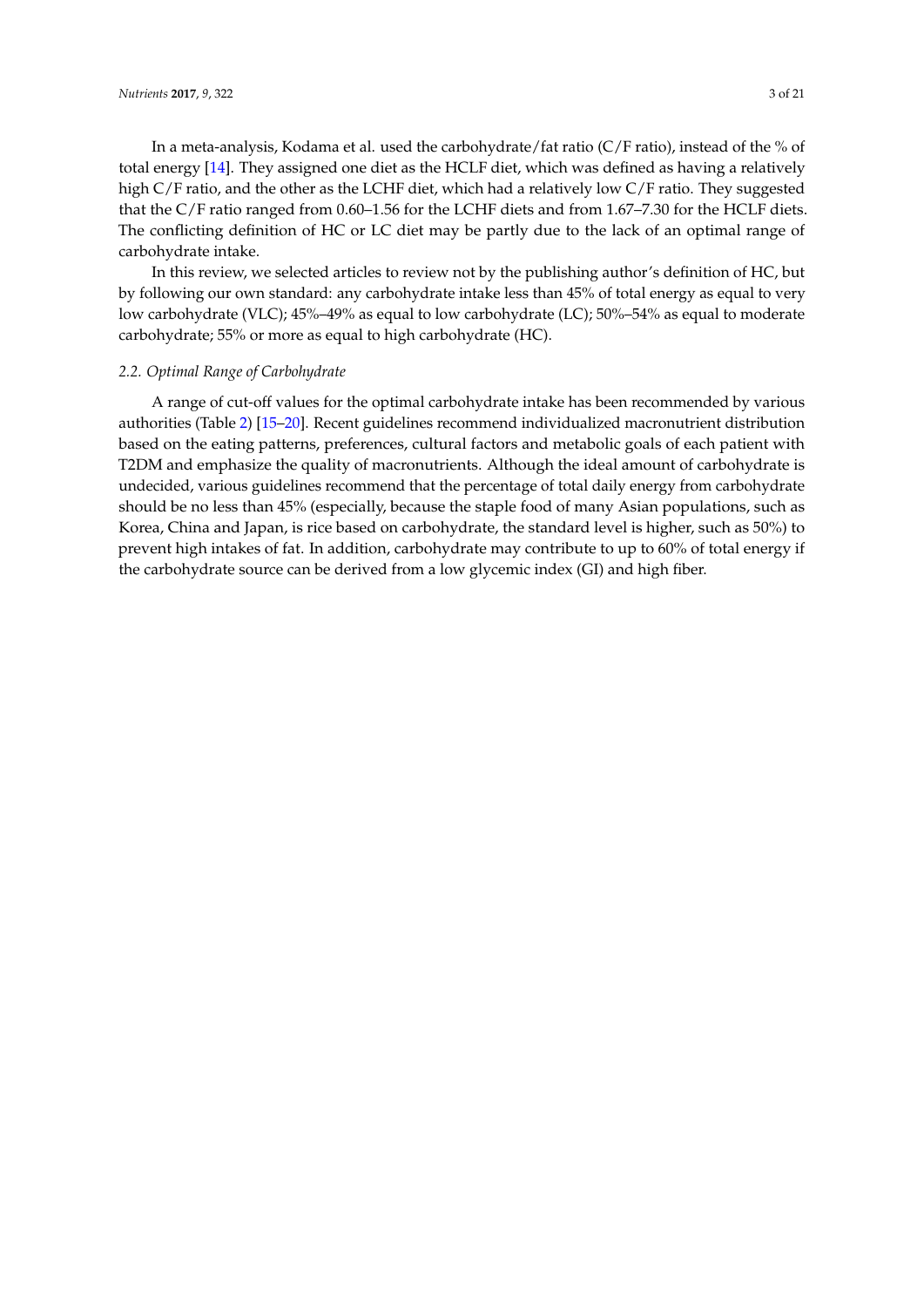In a meta-analysis, Kodama et al. used the carbohydrate/fat ratio (C/F ratio), instead of the % of total energy [14]. They assigned one diet as the HCLF diet, which was defined as having a relatively high C/F ratio, and the other as the LCHF diet, which had a relatively low C/F ratio. They suggested that the C/F ratio ranged from 0.60–1.56 for the LCHF diets and from 1.67–7.30 for the HCLF diets. The conflicting definition of HC or LC diet may be partly due to the lack of an optimal range of carbohydrate intake.

In this review, we selected articles to review not by the publishing author's definition of HC, but by following our own standard: any carbohydrate intake less than 45% of total energy as equal to very low carbohydrate (VLC); 45%–49% as equal to low carbohydrate (LC); 50%–54% as equal to moderate carbohydrate; 55% or more as equal to high carbohydrate (HC).

### 2.2. Optimal Range of Carbohydrate

A range of cut-off values for the optimal carbohydrate intake has been recommended by various authorities (Table 2) [15–20]. Recent guidelines recommend individualized macronutrient distribution based on the eating patterns, preferences, cultural factors and metabolic goals of each patient with T2DM and emphasize the quality of macronutrients. Although the ideal amount of carbohydrate is undecided, various guidelines recommend that the percentage of total daily energy from carbohydrate should be no less than 45% (especially, because the staple food of many Asian populations, such as Korea, China and Japan, is rice based on carbohydrate, the standard level is higher, such as 50%) to prevent high intakes of fat. In addition, carbohydrate may contribute to up to 60% of total energy if the carbohydrate source can be derived from a low glycemic index (GI) and high fiber.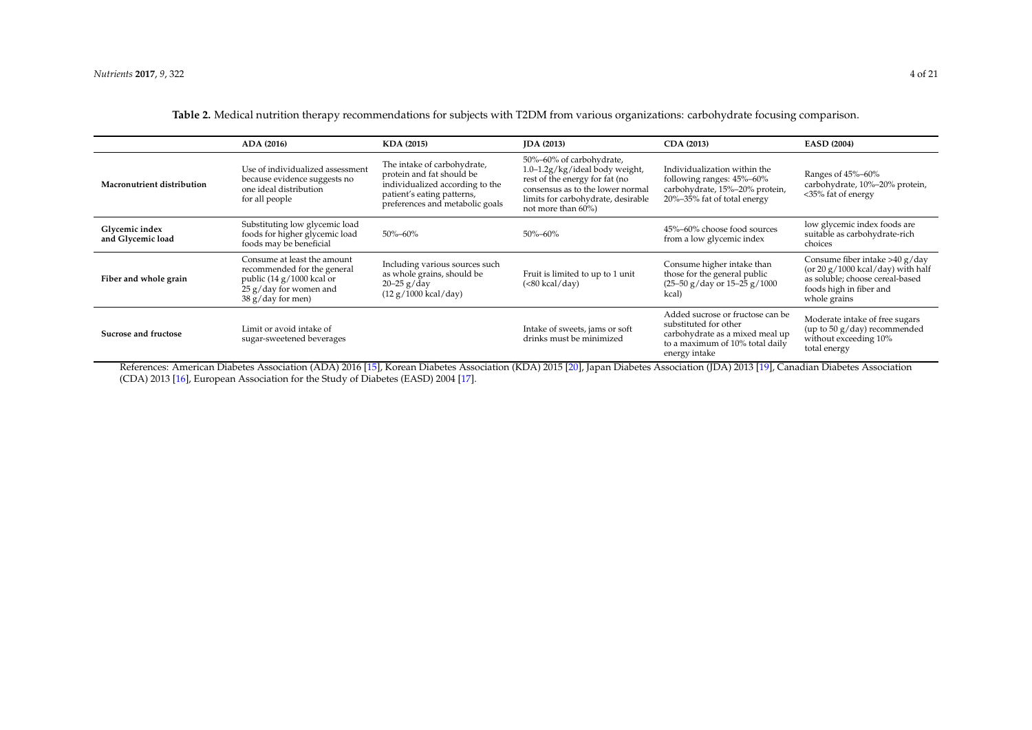**Table 2.** Medical nutrition therapy recommendations for subjects with T2DM from various organizations: carbohydrate focusing comparison.

| | ADA (2016) | KDA (2015) | JDA (2013) | CDA (2013) | EASD (2004) |
|---|---|---|---|---|---|
| **Macronutrient distribution** | Use of individualized assessment because evidence suggests no one ideal distribution for all people | The intake of carbohydrate, protein and fat should be individualized according to the patient's eating patterns, preferences and metabolic goals | 50%–60% of carbohydrate, 1.0–1.2g/kg/ideal body weight, rest of the energy for fat (no consensus as to the lower normal limits for carbohydrate, desirable not more than 60%) | Individualization within the following ranges: 45%–60% carbohydrate, 15%–20% protein, 20%–35% fat of total energy | Ranges of 45%–60% carbohydrate, 10%–20% protein, <35% fat of energy |
| **Glycemic index and Glycemic load** | Substituting low glycemic load foods for higher glycemic load foods may be beneficial | 50%–60% | 50%–60% | 45%–60% choose food sources from a low glycemic index | low glycemic index foods are suitable as carbohydrate-rich choices |
| **Fiber and whole grain** | Consume at least the amount recommended for the general public (14 g/1000 kcal or 25 g/day for women and 38 g/day for men) | Including various sources such as whole grains, should be 20–25 g/day (12 g/1000 kcal/day) | Fruit is limited to up to 1 unit (<80 kcal/day) | Consume higher intake than those for the general public (25–50 g/day or 15–25 g/1000 kcal) | Consume fiber intake >40 g/day (or 20 g/1000 kcal/day) with half as soluble; choose cereal-based foods high in fiber and whole grains |
| **Sucrose and fructose** | Limit or avoid intake of sugar-sweetened beverages | | Intake of sweets, jams or soft drinks must be minimized | Added sucrose or fructose can be substituted for other carbohydrate as a mixed meal up to a maximum of 10% total daily energy intake | Moderate intake of free sugars (up to 50 g/day) recommended without exceeding 10% total energy |

References: American Diabetes Association (ADA) 2016 [15], Korean Diabetes Association (KDA) 2015 [20], Japan Diabetes Association (JDA) 2013 [19], Canadian Diabetes Association (CDA) 2013 [16], European Association for the Study of Diabetes (EASD) 2004 [17].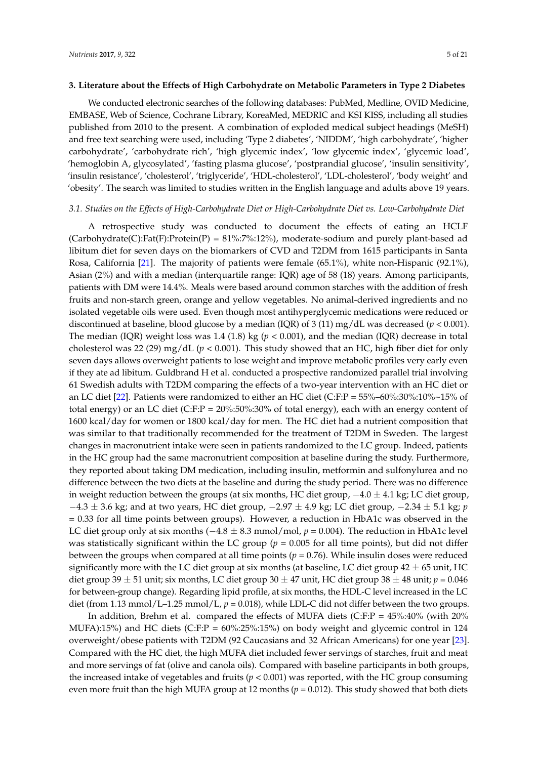## 3. Literature about the Effects of High Carbohydrate on Metabolic Parameters in Type 2 Diabetes

We conducted electronic searches of the following databases: PubMed, Medline, OVID Medicine, EMBASE, Web of Science, Cochrane Library, KoreaMed, MEDRIC and KSI KISS, including all studies published from 2010 to the present. A combination of exploded medical subject headings (MeSH) and free text searching were used, including 'Type 2 diabetes', 'NIDDM', 'high carbohydrate', 'higher carbohydrate', 'carbohydrate rich', 'high glycemic index', 'low glycemic index', 'glycemic load', 'hemoglobin A, glycosylated', 'fasting plasma glucose', 'postprandial glucose', 'insulin sensitivity', 'insulin resistance', 'cholesterol', 'triglyceride', 'HDL-cholesterol', 'LDL-cholesterol', 'body weight' and 'obesity'. The search was limited to studies written in the English language and adults above 19 years.

### *3.1. Studies on the Effects of High-Carbohydrate Diet or High-Carbohydrate Diet vs. Low-Carbohydrate Diet*

A retrospective study was conducted to document the effects of eating an HCLF (Carbohydrate(C):Fat(F):Protein(P) = 81%:7%:12%), moderate-sodium and purely plant-based ad libitum diet for seven days on the biomarkers of CVD and T2DM from 1615 participants in Santa Rosa, California [21]. The majority of patients were female (65.1%), white non-Hispanic (92.1%), Asian (2%) and with a median (interquartile range: IQR) age of 58 (18) years. Among participants, patients with DM were 14.4%. Meals were based around common starches with the addition of fresh fruits and non-starch green, orange and yellow vegetables. No animal-derived ingredients and no isolated vegetable oils were used. Even though most antihyperglycemic medications were reduced or discontinued at baseline, blood glucose by a median (IQR) of 3 (11) mg/dL was decreased ($p < 0.001$). The median (IQR) weight loss was 1.4 (1.8) kg ($p < 0.001$), and the median (IQR) decrease in total cholesterol was 22 (29) mg/dL ($p < 0.001$). This study showed that an HC, high fiber diet for only seven days allows overweight patients to lose weight and improve metabolic profiles very early even if they ate ad libitum. Guldbrand H et al. conducted a prospective randomized parallel trial involving 61 Swedish adults with T2DM comparing the effects of a two-year intervention with an HC diet or an LC diet [22]. Patients were randomized to either an HC diet (C:F:P = 55%–60%:30%:10%~15% of total energy) or an LC diet (C:F:P = 20%:50%:30% of total energy), each with an energy content of 1600 kcal/day for women or 1800 kcal/day for men. The HC diet had a nutrient composition that was similar to that traditionally recommended for the treatment of T2DM in Sweden. The largest changes in macronutrient intake were seen in patients randomized to the LC group. Indeed, patients in the HC group had the same macronutrient composition at baseline during the study. Furthermore, they reported about taking DM medication, including insulin, metformin and sulfonylurea and no difference between the two diets at the baseline and during the study period. There was no difference in weight reduction between the groups (at six months, HC diet group, $-4.0 \pm 4.1$ kg; LC diet group, $-4.3 \pm 3.6$ kg; and at two years, HC diet group, $-2.97 \pm 4.9$ kg; LC diet group, $-2.34 \pm 5.1$ kg; $p = 0.33$ for all time points between groups). However, a reduction in HbA1c was observed in the LC diet group only at six months ($-4.8 \pm 8.3$ mmol/mol, $p = 0.004$). The reduction in HbA1c level was statistically significant within the LC group ($p = 0.005$ for all time points), but did not differ between the groups when compared at all time points ($p = 0.76$). While insulin doses were reduced significantly more with the LC diet group at six months (at baseline, LC diet group $42 \pm 65$ unit, HC diet group $39 \pm 51$ unit; six months, LC diet group $30 \pm 47$ unit, HC diet group $38 \pm 48$ unit; $p = 0.046$ for between-group change). Regarding lipid profile, at six months, the HDL-C level increased in the LC diet (from 1.13 mmol/L–1.25 mmol/L, $p = 0.018$), while LDL-C did not differ between the two groups.

In addition, Brehm et al. compared the effects of MUFA diets (C:F:P = 45%:40% (with 20% MUFA):15%) and HC diets (C:F:P = 60%:25%:15%) on body weight and glycemic control in 124 overweight/obese patients with T2DM (92 Caucasians and 32 African Americans) for one year [23]. Compared with the HC diet, the high MUFA diet included fewer servings of starches, fruit and meat and more servings of fat (olive and canola oils). Compared with baseline participants in both groups, the increased intake of vegetables and fruits ($p < 0.001$) was reported, with the HC group consuming even more fruit than the high MUFA group at 12 months ($p = 0.012$). This study showed that both diets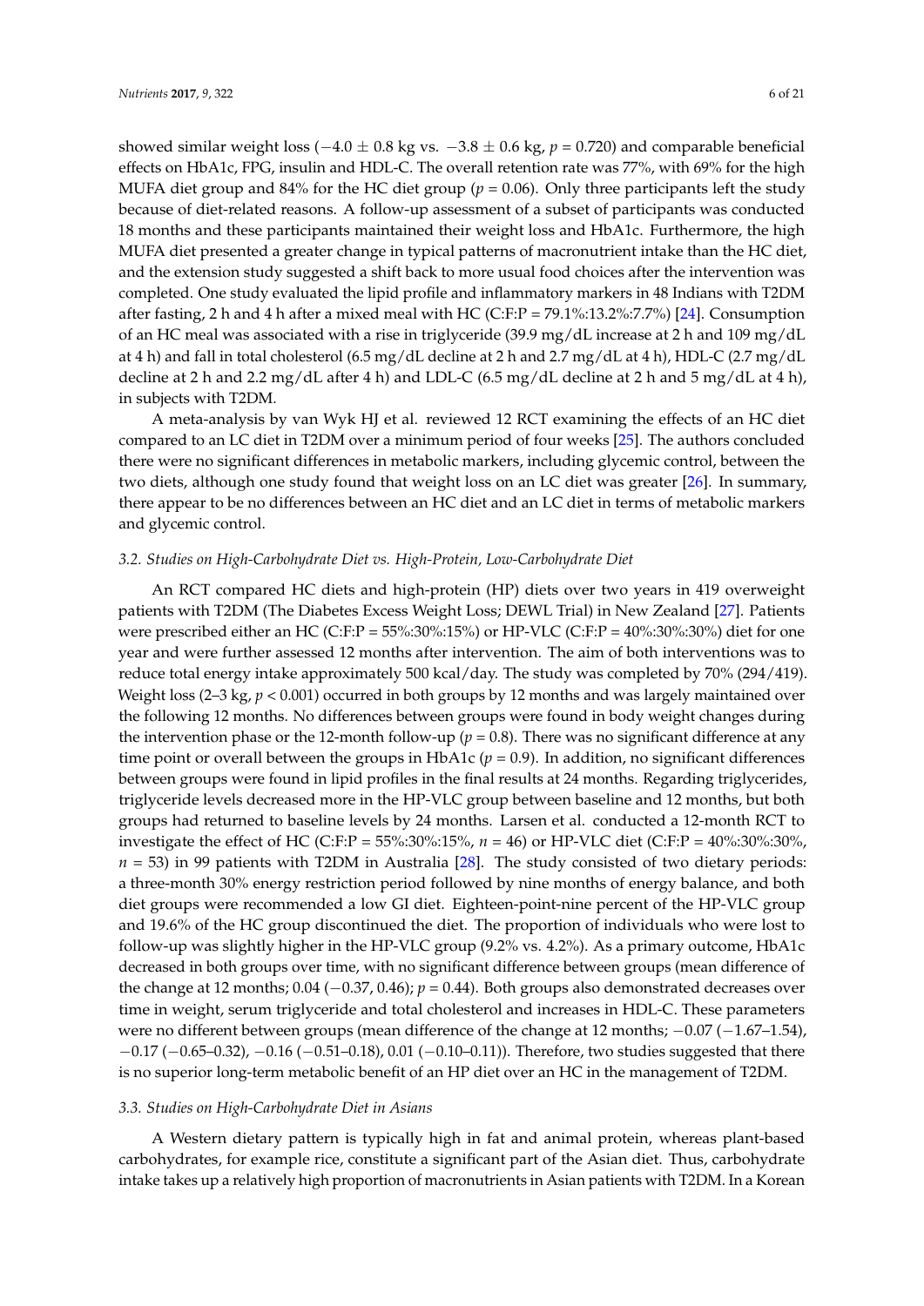showed similar weight loss ($-4.0 \pm 0.8$ kg vs. $-3.8 \pm 0.6$ kg, $p = 0.720$) and comparable beneficial effects on HbA1c, FPG, insulin and HDL-C. The overall retention rate was 77%, with 69% for the high MUFA diet group and 84% for the HC diet group ($p = 0.06$). Only three participants left the study because of diet-related reasons. A follow-up assessment of a subset of participants was conducted 18 months and these participants maintained their weight loss and HbA1c. Furthermore, the high MUFA diet presented a greater change in typical patterns of macronutrient intake than the HC diet, and the extension study suggested a shift back to more usual food choices after the intervention was completed. One study evaluated the lipid profile and inflammatory markers in 48 Indians with T2DM after fasting, 2 h and 4 h after a mixed meal with HC (C:F:P = 79.1%:13.2%:7.7%) [24]. Consumption of an HC meal was associated with a rise in triglyceride (39.9 mg/dL increase at 2 h and 109 mg/dL at 4 h) and fall in total cholesterol (6.5 mg/dL decline at 2 h and 2.7 mg/dL at 4 h), HDL-C (2.7 mg/dL decline at 2 h and 2.2 mg/dL after 4 h) and LDL-C (6.5 mg/dL decline at 2 h and 5 mg/dL at 4 h), in subjects with T2DM.

A meta-analysis by van Wyk HJ et al. reviewed 12 RCT examining the effects of an HC diet compared to an LC diet in T2DM over a minimum period of four weeks [25]. The authors concluded there were no significant differences in metabolic markers, including glycemic control, between the two diets, although one study found that weight loss on an LC diet was greater [26]. In summary, there appear to be no differences between an HC diet and an LC diet in terms of metabolic markers and glycemic control.

### *3.2. Studies on High-Carbohydrate Diet vs. High-Protein, Low-Carbohydrate Diet*

An RCT compared HC diets and high-protein (HP) diets over two years in 419 overweight patients with T2DM (The Diabetes Excess Weight Loss; DEWL Trial) in New Zealand [27]. Patients were prescribed either an HC (C:F:P = 55%:30%:15%) or HP-VLC (C:F:P = 40%:30%:30%) diet for one year and were further assessed 12 months after intervention. The aim of both interventions was to reduce total energy intake approximately 500 kcal/day. The study was completed by 70% (294/419). Weight loss (2–3 kg, $p < 0.001$) occurred in both groups by 12 months and was largely maintained over the following 12 months. No differences between groups were found in body weight changes during the intervention phase or the 12-month follow-up ($p = 0.8$). There was no significant difference at any time point or overall between the groups in HbA1c ($p = 0.9$). In addition, no significant differences between groups were found in lipid profiles in the final results at 24 months. Regarding triglycerides, triglyceride levels decreased more in the HP-VLC group between baseline and 12 months, but both groups had returned to baseline levels by 24 months. Larsen et al. conducted a 12-month RCT to investigate the effect of HC (C:F:P = 55%:30%:15%, $n = 46$) or HP-VLC diet (C:F:P = 40%:30%:30%, $n = 53$) in 99 patients with T2DM in Australia [28]. The study consisted of two dietary periods: a three-month 30% energy restriction period followed by nine months of energy balance, and both diet groups were recommended a low GI diet. Eighteen-point-nine percent of the HP-VLC group and 19.6% of the HC group discontinued the diet. The proportion of individuals who were lost to follow-up was slightly higher in the HP-VLC group (9.2% vs. 4.2%). As a primary outcome, HbA1c decreased in both groups over time, with no significant difference between groups (mean difference of the change at 12 months; 0.04 (−0.37, 0.46); $p = 0.44$). Both groups also demonstrated decreases over time in weight, serum triglyceride and total cholesterol and increases in HDL-C. These parameters were no different between groups (mean difference of the change at 12 months; −0.07 (−1.67–1.54), −0.17 (−0.65–0.32), −0.16 (−0.51–0.18), 0.01 (−0.10–0.11)). Therefore, two studies suggested that there is no superior long-term metabolic benefit of an HP diet over an HC in the management of T2DM.

### *3.3. Studies on High-Carbohydrate Diet in Asians*

A Western dietary pattern is typically high in fat and animal protein, whereas plant-based carbohydrates, for example rice, constitute a significant part of the Asian diet. Thus, carbohydrate intake takes up a relatively high proportion of macronutrients in Asian patients with T2DM. In a Korean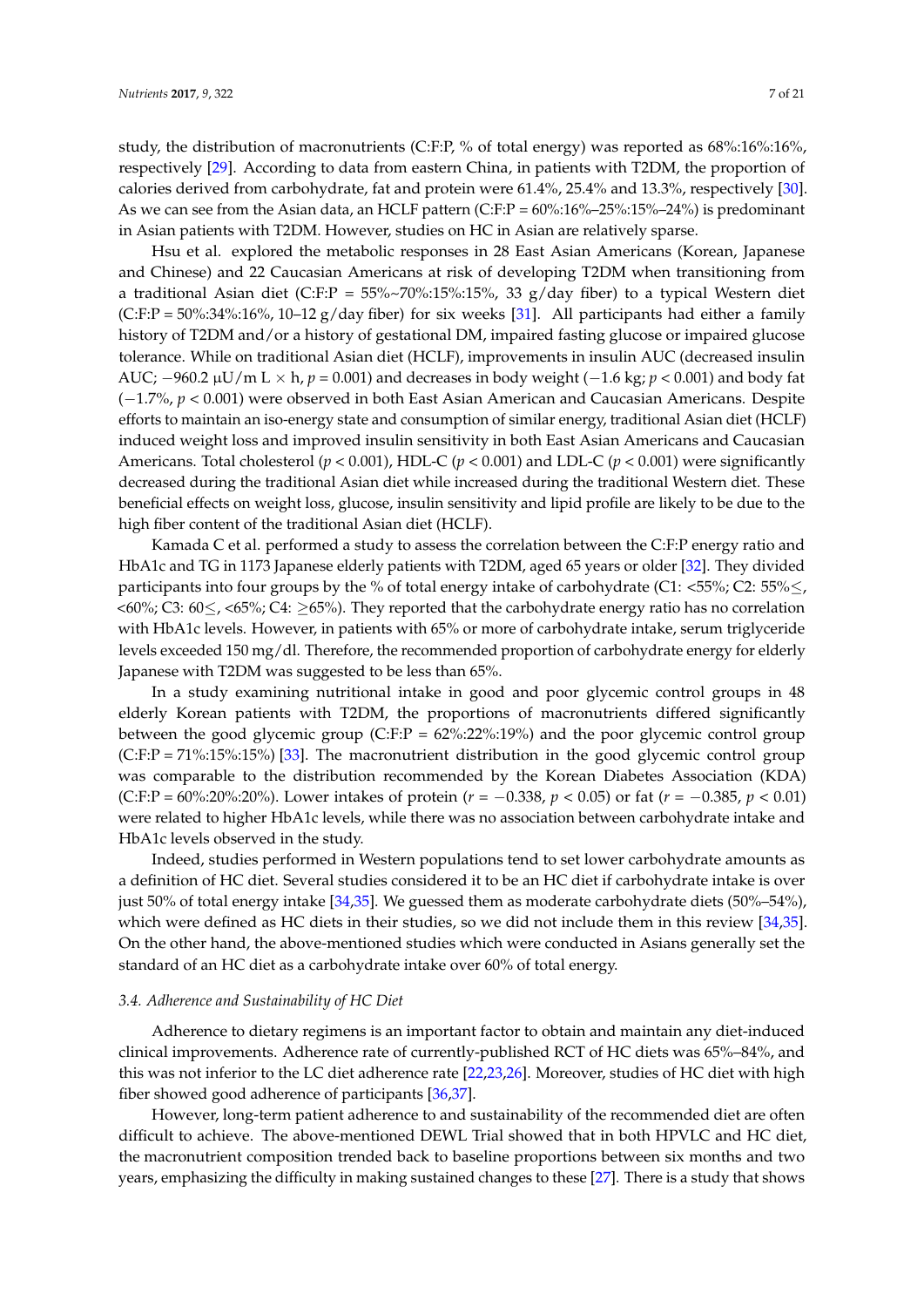study, the distribution of macronutrients (C:F:P, % of total energy) was reported as 68%:16%:16%, respectively [29]. According to data from eastern China, in patients with T2DM, the proportion of calories derived from carbohydrate, fat and protein were 61.4%, 25.4% and 13.3%, respectively [30]. As we can see from the Asian data, an HCLF pattern (C:F:P = 60%:16%–25%:15%–24%) is predominant in Asian patients with T2DM. However, studies on HC in Asian are relatively sparse.

Hsu et al. explored the metabolic responses in 28 East Asian Americans (Korean, Japanese and Chinese) and 22 Caucasian Americans at risk of developing T2DM when transitioning from a traditional Asian diet (C:F:P = 55%~70%:15%:15%, 33 g/day fiber) to a typical Western diet (C:F:P = 50%:34%:16%, 10–12 g/day fiber) for six weeks [31]. All participants had either a family history of T2DM and/or a history of gestational DM, impaired fasting glucose or impaired glucose tolerance. While on traditional Asian diet (HCLF), improvements in insulin AUC (decreased insulin AUC; −960.2 μU/m L × h, $p = 0.001$) and decreases in body weight (−1.6 kg; $p < 0.001$) and body fat (−1.7%, $p < 0.001$) were observed in both East Asian American and Caucasian Americans. Despite efforts to maintain an iso-energy state and consumption of similar energy, traditional Asian diet (HCLF) induced weight loss and improved insulin sensitivity in both East Asian Americans and Caucasian Americans. Total cholesterol ($p < 0.001$), HDL-C ($p < 0.001$) and LDL-C ($p < 0.001$) were significantly decreased during the traditional Asian diet while increased during the traditional Western diet. These beneficial effects on weight loss, glucose, insulin sensitivity and lipid profile are likely to be due to the high fiber content of the traditional Asian diet (HCLF).

Kamada C et al. performed a study to assess the correlation between the C:F:P energy ratio and HbA1c and TG in 1173 Japanese elderly patients with T2DM, aged 65 years or older [32]. They divided participants into four groups by the % of total energy intake of carbohydrate (C1: <55%; C2: 55%≤, <60%; C3: 60≤, <65%; C4: ≥65%). They reported that the carbohydrate energy ratio has no correlation with HbA1c levels. However, in patients with 65% or more of carbohydrate intake, serum triglyceride levels exceeded 150 mg/dl. Therefore, the recommended proportion of carbohydrate energy for elderly Japanese with T2DM was suggested to be less than 65%.

In a study examining nutritional intake in good and poor glycemic control groups in 48 elderly Korean patients with T2DM, the proportions of macronutrients differed significantly between the good glycemic group (C:F:P = 62%:22%:19%) and the poor glycemic control group (C:F:P = 71%:15%:15%) [33]. The macronutrient distribution in the good glycemic control group was comparable to the distribution recommended by the Korean Diabetes Association (KDA) (C:F:P = 60%:20%:20%). Lower intakes of protein ($r = -0.338$, $p < 0.05$) or fat ($r = -0.385$, $p < 0.01$) were related to higher HbA1c levels, while there was no association between carbohydrate intake and HbA1c levels observed in the study.

Indeed, studies performed in Western populations tend to set lower carbohydrate amounts as a definition of HC diet. Several studies considered it to be an HC diet if carbohydrate intake is over just 50% of total energy intake [34,35]. We guessed them as moderate carbohydrate diets (50%–54%), which were defined as HC diets in their studies, so we did not include them in this review [34,35]. On the other hand, the above-mentioned studies which were conducted in Asians generally set the standard of an HC diet as a carbohydrate intake over 60% of total energy.

### *3.4. Adherence and Sustainability of HC Diet*

Adherence to dietary regimens is an important factor to obtain and maintain any diet-induced clinical improvements. Adherence rate of currently-published RCT of HC diets was 65%–84%, and this was not inferior to the LC diet adherence rate [22,23,26]. Moreover, studies of HC diet with high fiber showed good adherence of participants [36,37].

However, long-term patient adherence to and sustainability of the recommended diet are often difficult to achieve. The above-mentioned DEWL Trial showed that in both HPVLC and HC diet, the macronutrient composition trended back to baseline proportions between six months and two years, emphasizing the difficulty in making sustained changes to these [27]. There is a study that shows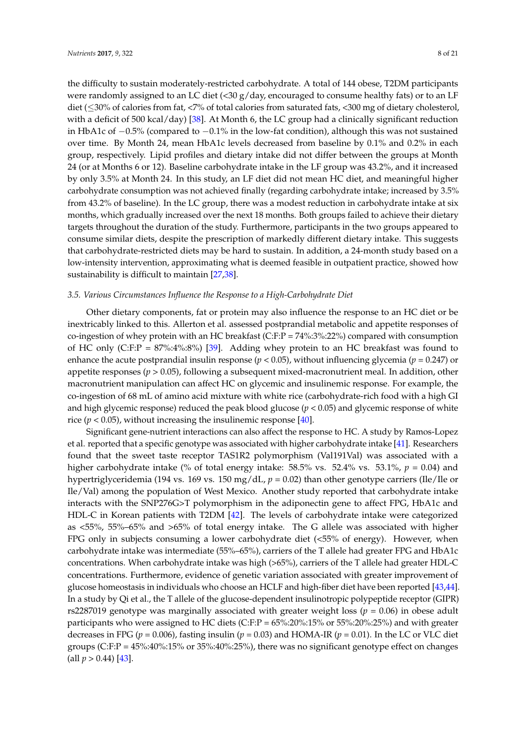the difficulty to sustain moderately-restricted carbohydrate. A total of 144 obese, T2DM participants were randomly assigned to an LC diet (<30 g/day, encouraged to consume healthy fats) or to an LF diet (≤30% of calories from fat, <7% of total calories from saturated fats, <300 mg of dietary cholesterol, with a deficit of 500 kcal/day) [38]. At Month 6, the LC group had a clinically significant reduction in HbA1c of −0.5% (compared to −0.1% in the low-fat condition), although this was not sustained over time. By Month 24, mean HbA1c levels decreased from baseline by 0.1% and 0.2% in each group, respectively. Lipid profiles and dietary intake did not differ between the groups at Month 24 (or at Months 6 or 12). Baseline carbohydrate intake in the LF group was 43.2%, and it increased by only 3.5% at Month 24. In this study, an LF diet did not mean HC diet, and meaningful higher carbohydrate consumption was not achieved finally (regarding carbohydrate intake; increased by 3.5% from 43.2% of baseline). In the LC group, there was a modest reduction in carbohydrate intake at six months, which gradually increased over the next 18 months. Both groups failed to achieve their dietary targets throughout the duration of the study. Furthermore, participants in the two groups appeared to consume similar diets, despite the prescription of markedly different dietary intake. This suggests that carbohydrate-restricted diets may be hard to sustain. In addition, a 24-month study based on a low-intensity intervention, approximating what is deemed feasible in outpatient practice, showed how sustainability is difficult to maintain [27,38].

### *3.5. Various Circumstances Influence the Response to a High-Carbohydrate Diet*

Other dietary components, fat or protein may also influence the response to an HC diet or be inextricably linked to this. Allerton et al. assessed postprandial metabolic and appetite responses of co-ingestion of whey protein with an HC breakfast (C:F:P = 74%:3%:22%) compared with consumption of HC only (C:F:P = 87%:4%:8%) [39]. Adding whey protein to an HC breakfast was found to enhance the acute postprandial insulin response ($p < 0.05$), without influencing glycemia ($p = 0.247$) or appetite responses ($p > 0.05$), following a subsequent mixed-macronutrient meal. In addition, other macronutrient manipulation can affect HC on glycemic and insulinemic response. For example, the co-ingestion of 68 mL of amino acid mixture with white rice (carbohydrate-rich food with a high GI and high glycemic response) reduced the peak blood glucose ($p < 0.05$) and glycemic response of white rice ($p < 0.05$), without increasing the insulinemic response [40].

Significant gene-nutrient interactions can also affect the response to HC. A study by Ramos-Lopez et al. reported that a specific genotype was associated with higher carbohydrate intake [41]. Researchers found that the sweet taste receptor TAS1R2 polymorphism (Val191Val) was associated with a higher carbohydrate intake (% of total energy intake: 58.5% vs. 52.4% vs. 53.1%, $p = 0.04$) and hypertriglyceridemia (194 vs. 169 vs. 150 mg/dL, $p = 0.02$) than other genotype carriers (Ile/Ile or Ile/Val) among the population of West Mexico. Another study reported that carbohydrate intake interacts with the SNP276G>T polymorphism in the adiponectin gene to affect FPG, HbA1c and HDL-C in Korean patients with T2DM [42]. The levels of carbohydrate intake were categorized as <55%, 55%–65% and >65% of total energy intake. The G allele was associated with higher FPG only in subjects consuming a lower carbohydrate diet (<55% of energy). However, when carbohydrate intake was intermediate (55%–65%), carriers of the T allele had greater FPG and HbA1c concentrations. When carbohydrate intake was high (>65%), carriers of the T allele had greater HDL-C concentrations. Furthermore, evidence of genetic variation associated with greater improvement of glucose homeostasis in individuals who choose an HCLF and high-fiber diet have been reported [43,44]. In a study by Qi et al., the T allele of the glucose-dependent insulinotropic polypeptide receptor (GIPR) rs2287019 genotype was marginally associated with greater weight loss ($p = 0.06$) in obese adult participants who were assigned to HC diets (C:F:P = 65%:20%:15% or 55%:20%:25%) and with greater decreases in FPG ($p = 0.006$), fasting insulin ($p = 0.03$) and HOMA-IR ($p = 0.01$). In the LC or VLC diet groups (C:F:P = 45%:40%:15% or 35%:40%:25%), there was no significant genotype effect on changes (all $p > 0.44$) [43].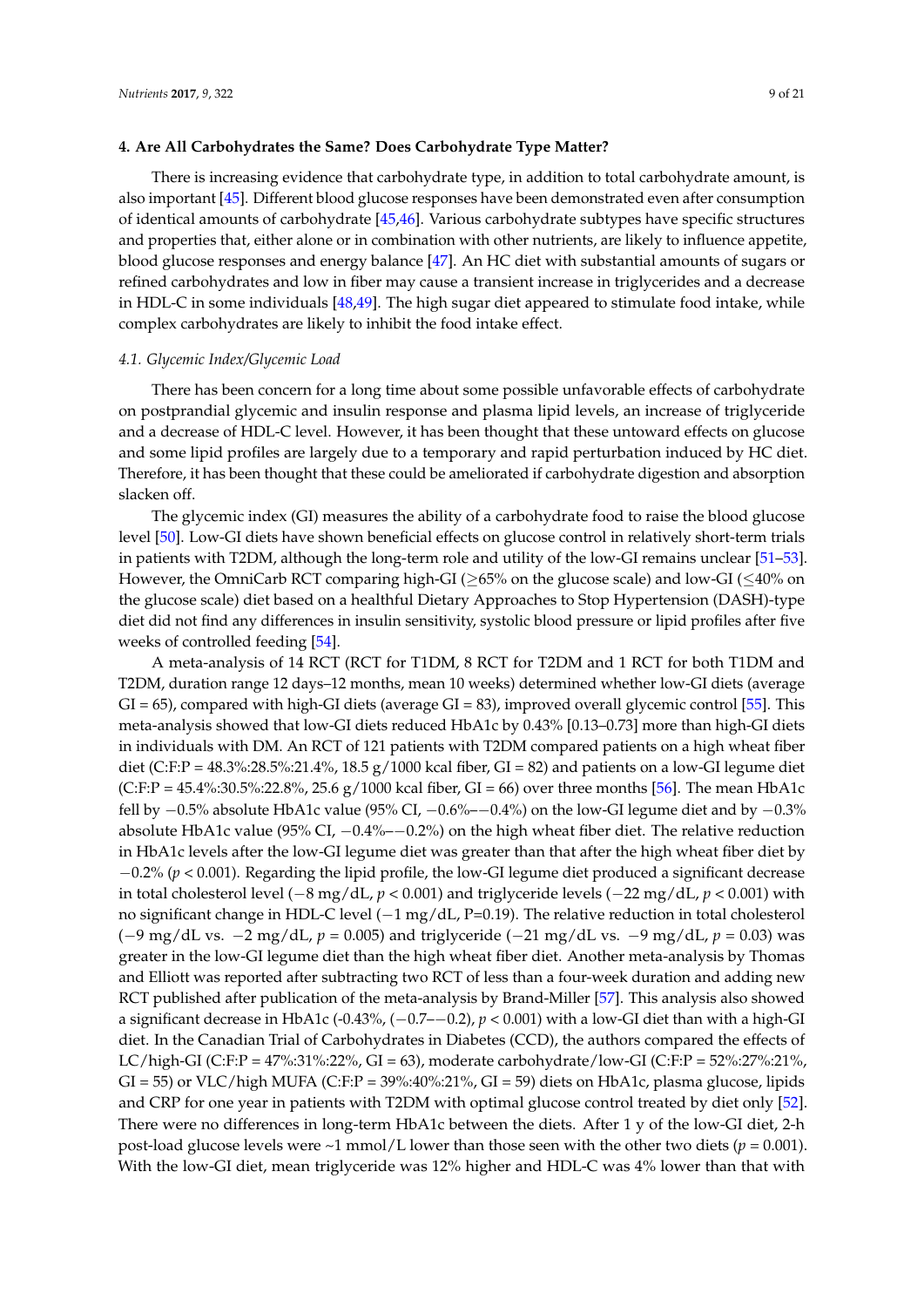## 4. Are All Carbohydrates the Same? Does Carbohydrate Type Matter?

There is increasing evidence that carbohydrate type, in addition to total carbohydrate amount, is also important [45]. Different blood glucose responses have been demonstrated even after consumption of identical amounts of carbohydrate [45,46]. Various carbohydrate subtypes have specific structures and properties that, either alone or in combination with other nutrients, are likely to influence appetite, blood glucose responses and energy balance [47]. An HC diet with substantial amounts of sugars or refined carbohydrates and low in fiber may cause a transient increase in triglycerides and a decrease in HDL-C in some individuals [48,49]. The high sugar diet appeared to stimulate food intake, while complex carbohydrates are likely to inhibit the food intake effect.

### *4.1. Glycemic Index/Glycemic Load*

There has been concern for a long time about some possible unfavorable effects of carbohydrate on postprandial glycemic and insulin response and plasma lipid levels, an increase of triglyceride and a decrease of HDL-C level. However, it has been thought that these untoward effects on glucose and some lipid profiles are largely due to a temporary and rapid perturbation induced by HC diet. Therefore, it has been thought that these could be ameliorated if carbohydrate digestion and absorption slacken off.

The glycemic index (GI) measures the ability of a carbohydrate food to raise the blood glucose level [50]. Low-GI diets have shown beneficial effects on glucose control in relatively short-term trials in patients with T2DM, although the long-term role and utility of the low-GI remains unclear [51–53]. However, the OmniCarb RCT comparing high-GI ($\geq$65% on the glucose scale) and low-GI ($\leq$40% on the glucose scale) diet based on a healthful Dietary Approaches to Stop Hypertension (DASH)-type diet did not find any differences in insulin sensitivity, systolic blood pressure or lipid profiles after five weeks of controlled feeding [54].

A meta-analysis of 14 RCT (RCT for T1DM, 8 RCT for T2DM and 1 RCT for both T1DM and T2DM, duration range 12 days–12 months, mean 10 weeks) determined whether low-GI diets (average GI = 65), compared with high-GI diets (average GI = 83), improved overall glycemic control [55]. This meta-analysis showed that low-GI diets reduced HbA1c by 0.43% [0.13–0.73] more than high-GI diets in individuals with DM. An RCT of 121 patients with T2DM compared patients on a high wheat fiber diet (C:F:P = 48.3%:28.5%:21.4%, 18.5 g/1000 kcal fiber, GI = 82) and patients on a low-GI legume diet (C:F:P = 45.4%:30.5%:22.8%, 25.6 g/1000 kcal fiber, GI = 66) over three months [56]. The mean HbA1c fell by −0.5% absolute HbA1c value (95% CI, −0.6%–−0.4%) on the low-GI legume diet and by −0.3% absolute HbA1c value (95% CI, −0.4%–−0.2%) on the high wheat fiber diet. The relative reduction in HbA1c levels after the low-GI legume diet was greater than that after the high wheat fiber diet by −0.2% ($p < 0.001$). Regarding the lipid profile, the low-GI legume diet produced a significant decrease in total cholesterol level (−8 mg/dL, $p < 0.001$) and triglyceride levels (−22 mg/dL, $p < 0.001$) with no significant change in HDL-C level (−1 mg/dL, P=0.19). The relative reduction in total cholesterol (−9 mg/dL vs. −2 mg/dL, $p = 0.005$) and triglyceride (−21 mg/dL vs. −9 mg/dL, $p = 0.03$) was greater in the low-GI legume diet than the high wheat fiber diet. Another meta-analysis by Thomas and Elliott was reported after subtracting two RCT of less than a four-week duration and adding new RCT published after publication of the meta-analysis by Brand-Miller [57]. This analysis also showed a significant decrease in HbA1c (-0.43%, (−0.7–−0.2), $p < 0.001$) with a low-GI diet than with a high-GI diet. In the Canadian Trial of Carbohydrates in Diabetes (CCD), the authors compared the effects of LC/high-GI (C:F:P = 47%:31%:22%, GI = 63), moderate carbohydrate/low-GI (C:F:P = 52%:27%:21%, GI = 55) or VLC/high MUFA (C:F:P = 39%:40%:21%, GI = 59) diets on HbA1c, plasma glucose, lipids and CRP for one year in patients with T2DM with optimal glucose control treated by diet only [52]. There were no differences in long-term HbA1c between the diets. After 1 y of the low-GI diet, 2-h post-load glucose levels were ~1 mmol/L lower than those seen with the other two diets ($p = 0.001$). With the low-GI diet, mean triglyceride was 12% higher and HDL-C was 4% lower than that with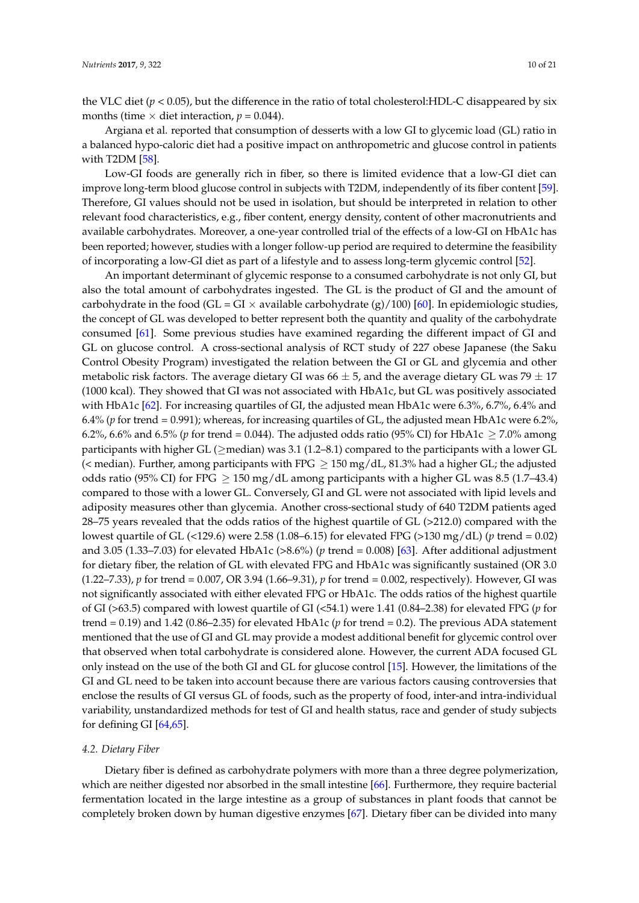the VLC diet ($p < 0.05$), but the difference in the ratio of total cholesterol:HDL-C disappeared by six months (time × diet interaction, $p = 0.044$).

Argiana et al. reported that consumption of desserts with a low GI to glycemic load (GL) ratio in a balanced hypo-caloric diet had a positive impact on anthropometric and glucose control in patients with T2DM [58].

Low-GI foods are generally rich in fiber, so there is limited evidence that a low-GI diet can improve long-term blood glucose control in subjects with T2DM, independently of its fiber content [59]. Therefore, GI values should not be used in isolation, but should be interpreted in relation to other relevant food characteristics, e.g., fiber content, energy density, content of other macronutrients and available carbohydrates. Moreover, a one-year controlled trial of the effects of a low-GI on HbA1c has been reported; however, studies with a longer follow-up period are required to determine the feasibility of incorporating a low-GI diet as part of a lifestyle and to assess long-term glycemic control [52].

An important determinant of glycemic response to a consumed carbohydrate is not only GI, but also the total amount of carbohydrates ingested. The GL is the product of GI and the amount of carbohydrate in the food (GL = GI × available carbohydrate (g)/100) [60]. In epidemiologic studies, the concept of GL was developed to better represent both the quantity and quality of the carbohydrate consumed [61]. Some previous studies have examined regarding the different impact of GI and GL on glucose control. A cross-sectional analysis of RCT study of 227 obese Japanese (the Saku Control Obesity Program) investigated the relation between the GI or GL and glycemia and other metabolic risk factors. The average dietary GI was 66 ± 5, and the average dietary GL was 79 ± 17 (1000 kcal). They showed that GI was not associated with HbA1c, but GL was positively associated with HbA1c [62]. For increasing quartiles of GI, the adjusted mean HbA1c were 6.3%, 6.7%, 6.4% and 6.4% ($p$ for trend = 0.991); whereas, for increasing quartiles of GL, the adjusted mean HbA1c were 6.2%, 6.2%, 6.6% and 6.5% ($p$ for trend = 0.044). The adjusted odds ratio (95% CI) for HbA1c $\geq$ 7.0% among participants with higher GL ($\geq$median) was 3.1 (1.2–8.1) compared to the participants with a lower GL (< median). Further, among participants with FPG $\geq$ 150 mg/dL, 81.3% had a higher GL; the adjusted odds ratio (95% CI) for FPG $\geq$ 150 mg/dL among participants with a higher GL was 8.5 (1.7–43.4) compared to those with a lower GL. Conversely, GI and GL were not associated with lipid levels and adiposity measures other than glycemia. Another cross-sectional study of 640 T2DM patients aged 28–75 years revealed that the odds ratios of the highest quartile of GL (>212.0) compared with the lowest quartile of GL (<129.6) were 2.58 (1.08–6.15) for elevated FPG (>130 mg/dL) ($p$ trend = 0.02) and 3.05 (1.33–7.03) for elevated HbA1c (>8.6%) ($p$ trend = 0.008) [63]. After additional adjustment for dietary fiber, the relation of GL with elevated FPG and HbA1c was significantly sustained (OR 3.0 (1.22–7.33), $p$ for trend = 0.007, OR 3.94 (1.66–9.31), $p$ for trend = 0.002, respectively). However, GI was not significantly associated with either elevated FPG or HbA1c. The odds ratios of the highest quartile of GI (>63.5) compared with lowest quartile of GI (<54.1) were 1.41 (0.84–2.38) for elevated FPG ($p$ for trend = 0.19) and 1.42 (0.86–2.35) for elevated HbA1c ($p$ for trend = 0.2). The previous ADA statement mentioned that the use of GI and GL may provide a modest additional benefit for glycemic control over that observed when total carbohydrate is considered alone. However, the current ADA focused GL only instead on the use of the both GI and GL for glucose control [15]. However, the limitations of the GI and GL need to be taken into account because there are various factors causing controversies that enclose the results of GI versus GL of foods, such as the property of food, inter-and intra-individual variability, unstandardized methods for test of GI and health status, race and gender of study subjects for defining GI [64,65].

### 4.2. Dietary Fiber

Dietary fiber is defined as carbohydrate polymers with more than a three degree polymerization, which are neither digested nor absorbed in the small intestine [66]. Furthermore, they require bacterial fermentation located in the large intestine as a group of substances in plant foods that cannot be completely broken down by human digestive enzymes [67]. Dietary fiber can be divided into many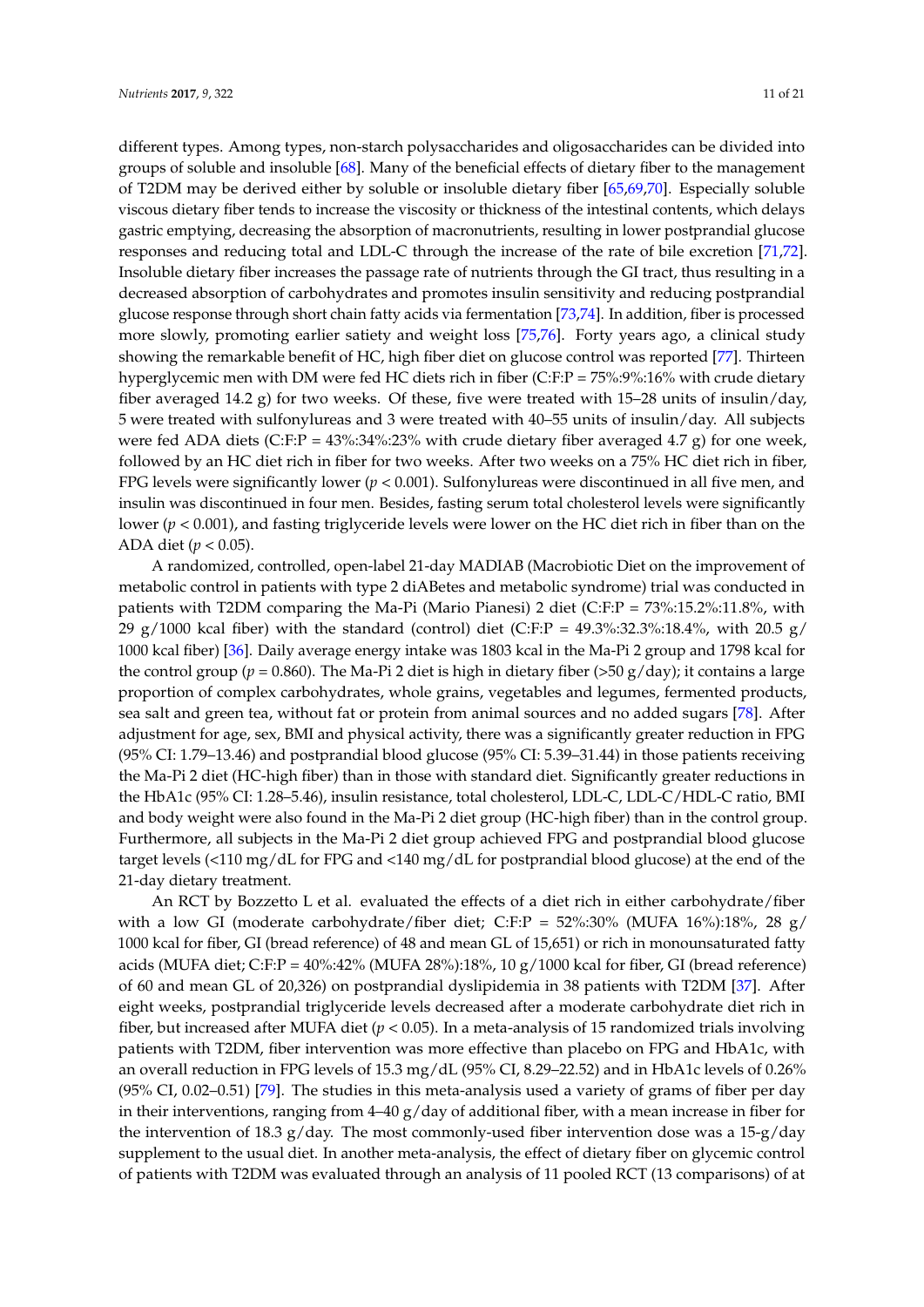different types. Among types, non-starch polysaccharides and oligosaccharides can be divided into groups of soluble and insoluble [68]. Many of the beneficial effects of dietary fiber to the management of T2DM may be derived either by soluble or insoluble dietary fiber [65,69,70]. Especially soluble viscous dietary fiber tends to increase the viscosity or thickness of the intestinal contents, which delays gastric emptying, decreasing the absorption of macronutrients, resulting in lower postprandial glucose responses and reducing total and LDL-C through the increase of the rate of bile excretion [71,72]. Insoluble dietary fiber increases the passage rate of nutrients through the GI tract, thus resulting in a decreased absorption of carbohydrates and promotes insulin sensitivity and reducing postprandial glucose response through short chain fatty acids via fermentation [73,74]. In addition, fiber is processed more slowly, promoting earlier satiety and weight loss [75,76]. Forty years ago, a clinical study showing the remarkable benefit of HC, high fiber diet on glucose control was reported [77]. Thirteen hyperglycemic men with DM were fed HC diets rich in fiber (C:F:P = 75%:9%:16% with crude dietary fiber averaged 14.2 g) for two weeks. Of these, five were treated with 15–28 units of insulin/day, 5 were treated with sulfonylureas and 3 were treated with 40–55 units of insulin/day. All subjects were fed ADA diets (C:F:P = 43%:34%:23% with crude dietary fiber averaged 4.7 g) for one week, followed by an HC diet rich in fiber for two weeks. After two weeks on a 75% HC diet rich in fiber, FPG levels were significantly lower ($p < 0.001$). Sulfonylureas were discontinued in all five men, and insulin was discontinued in four men. Besides, fasting serum total cholesterol levels were significantly lower ($p < 0.001$), and fasting triglyceride levels were lower on the HC diet rich in fiber than on the ADA diet ($p < 0.05$).

A randomized, controlled, open-label 21-day MADIAB (Macrobiotic Diet on the improvement of metabolic control in patients with type 2 diABetes and metabolic syndrome) trial was conducted in patients with T2DM comparing the Ma-Pi (Mario Pianesi) 2 diet (C:F:P = 73%:15.2%:11.8%, with 29 g/1000 kcal fiber) with the standard (control) diet (C:F:P = 49.3%:32.3%:18.4%, with 20.5 g/1000 kcal fiber) [36]. Daily average energy intake was 1803 kcal in the Ma-Pi 2 group and 1798 kcal for the control group ($p = 0.860$). The Ma-Pi 2 diet is high in dietary fiber (>50 g/day); it contains a large proportion of complex carbohydrates, whole grains, vegetables and legumes, fermented products, sea salt and green tea, without fat or protein from animal sources and no added sugars [78]. After adjustment for age, sex, BMI and physical activity, there was a significantly greater reduction in FPG (95% CI: 1.79–13.46) and postprandial blood glucose (95% CI: 5.39–31.44) in those patients receiving the Ma-Pi 2 diet (HC-high fiber) than in those with standard diet. Significantly greater reductions in the HbA1c (95% CI: 1.28–5.46), insulin resistance, total cholesterol, LDL-C, LDL-C/HDL-C ratio, BMI and body weight were also found in the Ma-Pi 2 diet group (HC-high fiber) than in the control group. Furthermore, all subjects in the Ma-Pi 2 diet group achieved FPG and postprandial blood glucose target levels (<110 mg/dL for FPG and <140 mg/dL for postprandial blood glucose) at the end of the 21-day dietary treatment.

An RCT by Bozzetto L et al. evaluated the effects of a diet rich in either carbohydrate/fiber with a low GI (moderate carbohydrate/fiber diet; C:F:P = 52%:30% (MUFA 16%):18%, 28 g/1000 kcal for fiber, GI (bread reference) of 48 and mean GL of 15,651) or rich in monounsaturated fatty acids (MUFA diet; C:F:P = 40%:42% (MUFA 28%):18%, 10 g/1000 kcal for fiber, GI (bread reference) of 60 and mean GL of 20,326) on postprandial dyslipidemia in 38 patients with T2DM [37]. After eight weeks, postprandial triglyceride levels decreased after a moderate carbohydrate diet rich in fiber, but increased after MUFA diet ($p < 0.05$). In a meta-analysis of 15 randomized trials involving patients with T2DM, fiber intervention was more effective than placebo on FPG and HbA1c, with an overall reduction in FPG levels of 15.3 mg/dL (95% CI, 8.29–22.52) and in HbA1c levels of 0.26% (95% CI, 0.02–0.51) [79]. The studies in this meta-analysis used a variety of grams of fiber per day in their interventions, ranging from 4–40 g/day of additional fiber, with a mean increase in fiber for the intervention of 18.3 g/day. The most commonly-used fiber intervention dose was a 15-g/day supplement to the usual diet. In another meta-analysis, the effect of dietary fiber on glycemic control of patients with T2DM was evaluated through an analysis of 11 pooled RCT (13 comparisons) of at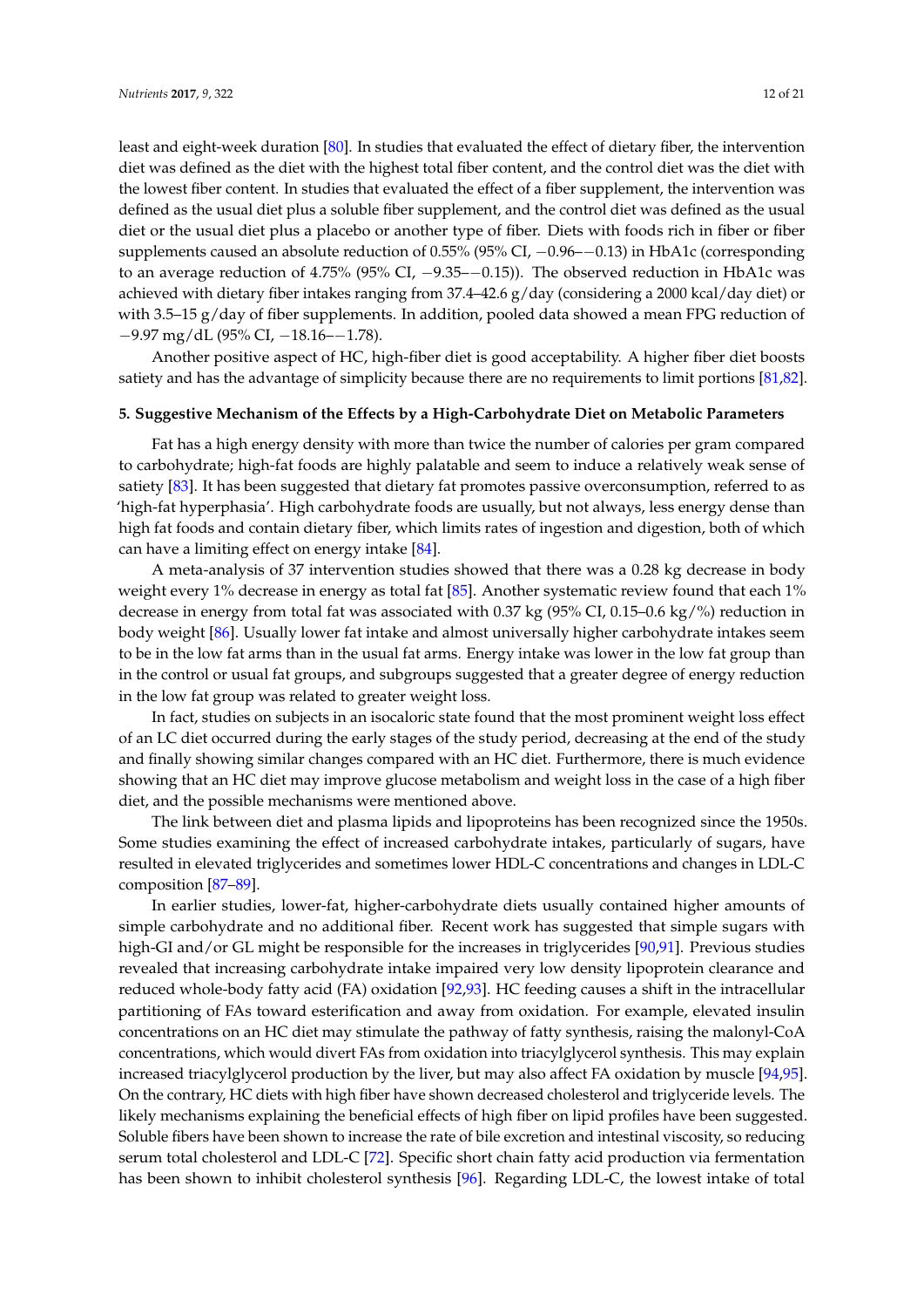least and eight-week duration [80]. In studies that evaluated the effect of dietary fiber, the intervention diet was defined as the diet with the highest total fiber content, and the control diet was the diet with the lowest fiber content. In studies that evaluated the effect of a fiber supplement, the intervention was defined as the usual diet plus a soluble fiber supplement, and the control diet was defined as the usual diet or the usual diet plus a placebo or another type of fiber. Diets with foods rich in fiber or fiber supplements caused an absolute reduction of 0.55% (95% CI, −0.96–−0.13) in HbA1c (corresponding to an average reduction of 4.75% (95% CI, −9.35–−0.15)). The observed reduction in HbA1c was achieved with dietary fiber intakes ranging from 37.4–42.6 g/day (considering a 2000 kcal/day diet) or with 3.5–15 g/day of fiber supplements. In addition, pooled data showed a mean FPG reduction of −9.97 mg/dL (95% CI, −18.16–−1.78).

Another positive aspect of HC, high-fiber diet is good acceptability. A higher fiber diet boosts satiety and has the advantage of simplicity because there are no requirements to limit portions [81,82].

## 5. Suggestive Mechanism of the Effects by a High-Carbohydrate Diet on Metabolic Parameters

Fat has a high energy density with more than twice the number of calories per gram compared to carbohydrate; high-fat foods are highly palatable and seem to induce a relatively weak sense of satiety [83]. It has been suggested that dietary fat promotes passive overconsumption, referred to as 'high-fat hyperphasia'. High carbohydrate foods are usually, but not always, less energy dense than high fat foods and contain dietary fiber, which limits rates of ingestion and digestion, both of which can have a limiting effect on energy intake [84].

A meta-analysis of 37 intervention studies showed that there was a 0.28 kg decrease in body weight every 1% decrease in energy as total fat [85]. Another systematic review found that each 1% decrease in energy from total fat was associated with 0.37 kg (95% CI, 0.15–0.6 kg/%) reduction in body weight [86]. Usually lower fat intake and almost universally higher carbohydrate intakes seem to be in the low fat arms than in the usual fat arms. Energy intake was lower in the low fat group than in the control or usual fat groups, and subgroups suggested that a greater degree of energy reduction in the low fat group was related to greater weight loss.

In fact, studies on subjects in an isocaloric state found that the most prominent weight loss effect of an LC diet occurred during the early stages of the study period, decreasing at the end of the study and finally showing similar changes compared with an HC diet. Furthermore, there is much evidence showing that an HC diet may improve glucose metabolism and weight loss in the case of a high fiber diet, and the possible mechanisms were mentioned above.

The link between diet and plasma lipids and lipoproteins has been recognized since the 1950s. Some studies examining the effect of increased carbohydrate intakes, particularly of sugars, have resulted in elevated triglycerides and sometimes lower HDL-C concentrations and changes in LDL-C composition [87–89].

In earlier studies, lower-fat, higher-carbohydrate diets usually contained higher amounts of simple carbohydrate and no additional fiber. Recent work has suggested that simple sugars with high-GI and/or GL might be responsible for the increases in triglycerides [90,91]. Previous studies revealed that increasing carbohydrate intake impaired very low density lipoprotein clearance and reduced whole-body fatty acid (FA) oxidation [92,93]. HC feeding causes a shift in the intracellular partitioning of FAs toward esterification and away from oxidation. For example, elevated insulin concentrations on an HC diet may stimulate the pathway of fatty synthesis, raising the malonyl-CoA concentrations, which would divert FAs from oxidation into triacylglycerol synthesis. This may explain increased triacylglycerol production by the liver, but may also affect FA oxidation by muscle [94,95]. On the contrary, HC diets with high fiber have shown decreased cholesterol and triglyceride levels. The likely mechanisms explaining the beneficial effects of high fiber on lipid profiles have been suggested. Soluble fibers have been shown to increase the rate of bile excretion and intestinal viscosity, so reducing serum total cholesterol and LDL-C [72]. Specific short chain fatty acid production via fermentation has been shown to inhibit cholesterol synthesis [96]. Regarding LDL-C, the lowest intake of total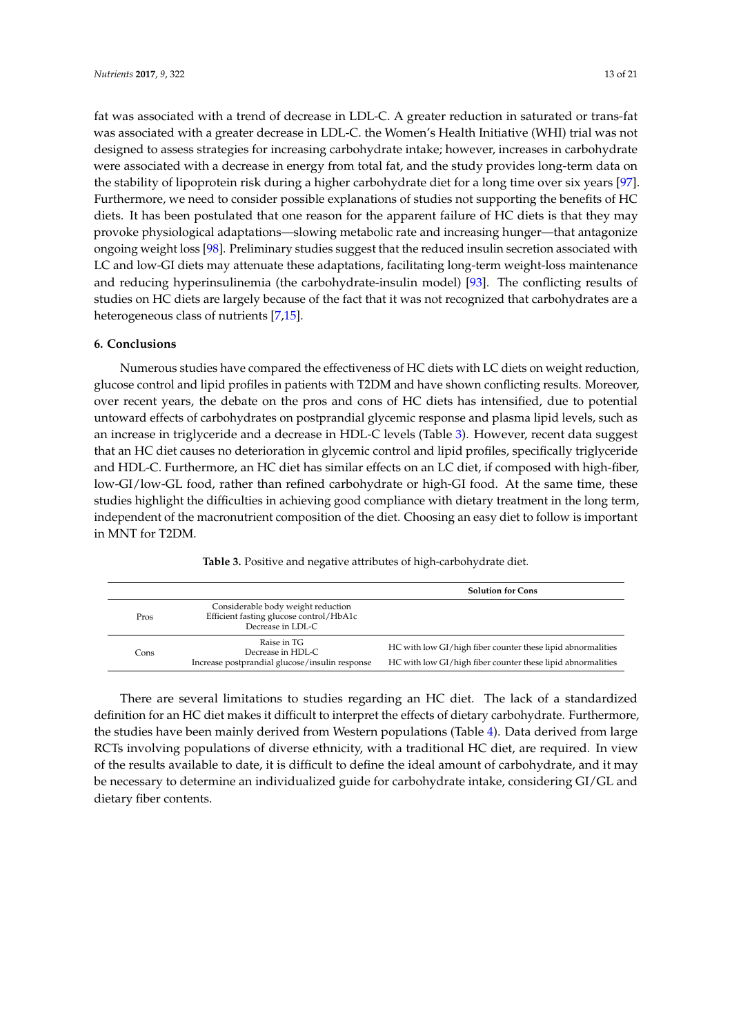fat was associated with a trend of decrease in LDL-C. A greater reduction in saturated or trans-fat was associated with a greater decrease in LDL-C. the Women's Health Initiative (WHI) trial was not designed to assess strategies for increasing carbohydrate intake; however, increases in carbohydrate were associated with a decrease in energy from total fat, and the study provides long-term data on the stability of lipoprotein risk during a higher carbohydrate diet for a long time over six years [97]. Furthermore, we need to consider possible explanations of studies not supporting the benefits of HC diets. It has been postulated that one reason for the apparent failure of HC diets is that they may provoke physiological adaptations—slowing metabolic rate and increasing hunger—that antagonize ongoing weight loss [98]. Preliminary studies suggest that the reduced insulin secretion associated with LC and low-GI diets may attenuate these adaptations, facilitating long-term weight-loss maintenance and reducing hyperinsulinemia (the carbohydrate-insulin model) [93]. The conflicting results of studies on HC diets are largely because of the fact that it was not recognized that carbohydrates are a heterogeneous class of nutrients [7,15].

## 6. Conclusions

Numerous studies have compared the effectiveness of HC diets with LC diets on weight reduction, glucose control and lipid profiles in patients with T2DM and have shown conflicting results. Moreover, over recent years, the debate on the pros and cons of HC diets has intensified, due to potential untoward effects of carbohydrates on postprandial glycemic response and plasma lipid levels, such as an increase in triglyceride and a decrease in HDL-C levels (Table 3). However, recent data suggest that an HC diet causes no deterioration in glycemic control and lipid profiles, specifically triglyceride and HDL-C. Furthermore, an HC diet has similar effects on an LC diet, if composed with high-fiber, low-GI/low-GL food, rather than refined carbohydrate or high-GI food. At the same time, these studies highlight the difficulties in achieving good compliance with dietary treatment in the long term, independent of the macronutrient composition of the diet. Choosing an easy diet to follow is important in MNT for T2DM.

**Table 3.** Positive and negative attributes of high-carbohydrate diet.

| | | Solution for Cons |
|---|---|---|
| Pros | Considerable body weight reduction<br>Efficient fasting glucose control/HbA1c<br>Decrease in LDL-C | |
| Cons | Raise in TG<br>Decrease in HDL-C<br>Increase postprandial glucose/insulin response | HC with low GI/high fiber counter these lipid abnormalities<br>HC with low GI/high fiber counter these lipid abnormalities |

There are several limitations to studies regarding an HC diet. The lack of a standardized definition for an HC diet makes it difficult to interpret the effects of dietary carbohydrate. Furthermore, the studies have been mainly derived from Western populations (Table 4). Data derived from large RCTs involving populations of diverse ethnicity, with a traditional HC diet, are required. In view of the results available to date, it is difficult to define the ideal amount of carbohydrate, and it may be necessary to determine an individualized guide for carbohydrate intake, considering GI/GL and dietary fiber contents.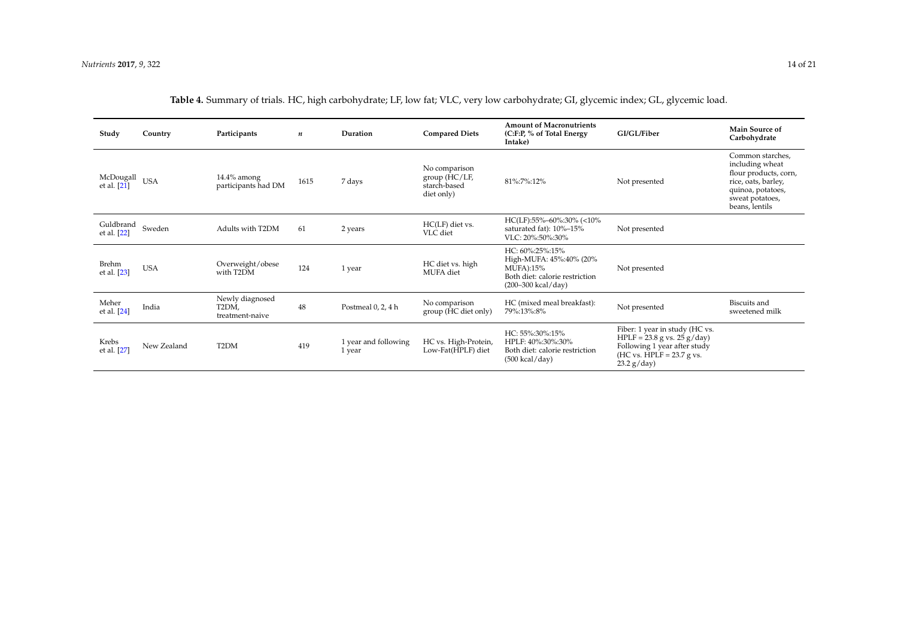**Table 4.** Summary of trials. HC, high carbohydrate; LF, low fat; VLC, very low carbohydrate; GI, glycemic index; GL, glycemic load.

| Study | Country | Participants | *n* | Duration | Compared Diets | Amount of Macronutrients (C:F:P, % of Total Energy Intake) | GI/GL/Fiber | Main Source of Carbohydrate |
|---|---|---|---|---|---|---|---|---|
| McDougall et al. [21] | USA | 14.4% among participants had DM | 1615 | 7 days | No comparison group (HC/LF, starch-based diet only) | 81%:7%:12% | Not presented | Common starches, including wheat flour products, corn, rice, oats, barley, quinoa, potatoes, sweat potatoes, beans, lentils |
| Guldbrand et al. [22] | Sweden | Adults with T2DM | 61 | 2 years | HC(LF) diet vs. VLC diet | HC(LF):55%–60%:30% (<10% saturated fat): 10%–15%<br>VLC: 20%:50%:30% | Not presented | |
| Brehm et al. [23] | USA | Overweight/obese with T2DM | 124 | 1 year | HC diet vs. high MUFA diet | HC: 60%:25%:15%<br>High-MUFA: 45%:40% (20% MUFA):15%<br>Both diet: calorie restriction (200–300 kcal/day) | Not presented | |
| Meher et al. [24] | India | Newly diagnosed T2DM, treatment-naive | 48 | Postmeal 0, 2, 4 h | No comparison group (HC diet only) | HC (mixed meal breakfast): 79%:13%:8% | Not presented | Biscuits and sweetened milk |
| Krebs et al. [27] | New Zealand | T2DM | 419 | 1 year and following 1 year | HC vs. High-Protein, Low-Fat(HPLF) diet | HC: 55%:30%:15%<br>HPLF: 40%:30%:30%<br>Both diet: calorie restriction (500 kcal/day) | Fiber: 1 year in study (HC vs. HPLF = 23.8 g vs. 25 g/day)<br>Following 1 year after study (HC vs. HPLF = 23.7 g vs. 23.2 g/day) | |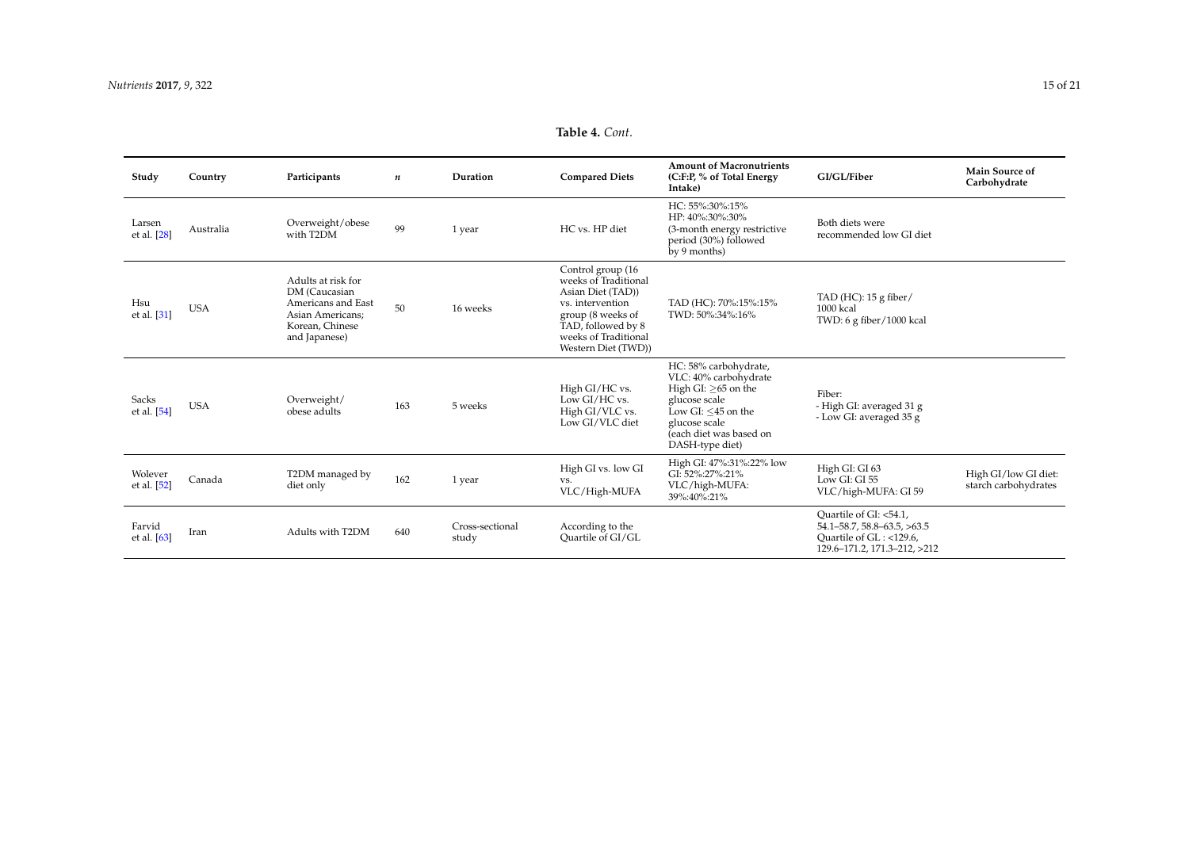**Table 4.** *Cont.*

| Study | Country | Participants | *n* | Duration | Compared Diets | Amount of Macronutrients (C:F:P, % of Total Energy Intake) | GI/GL/Fiber | Main Source of Carbohydrate |
|---|---|---|---|---|---|---|---|---|
| Larsen et al. [28] | Australia | Overweight/obese with T2DM | 99 | 1 year | HC vs. HP diet | HC: 55%:30%:15% HP: 40%:30%:30% (3-month energy restrictive period (30%) followed by 9 months) | Both diets were recommended low GI diet | |
| Hsu et al. [31] | USA | Adults at risk for DM (Caucasian Americans and East Asian Americans; Korean, Chinese and Japanese) | 50 | 16 weeks | Control group (16 weeks of Traditional Asian Diet (TAD)) vs. intervention group (8 weeks of TAD, followed by 8 weeks of Traditional Western Diet (TWD)) | TAD (HC): 70%:15%:15% TWD: 50%:34%:16% | TAD (HC): 15 g fiber/1000 kcal TWD: 6 g fiber/1000 kcal | |
| Sacks et al. [54] | USA | Overweight/obese adults | 163 | 5 weeks | High GI/HC vs. Low GI/HC vs. High GI/VLC vs. Low GI/VLC diet | HC: 58% carbohydrate, VLC: 40% carbohydrate High GI: ≥65 on the glucose scale Low GI: ≤45 on the glucose scale (each diet was based on DASH-type diet) | Fiber: - High GI: averaged 31 g - Low GI: averaged 35 g | |
| Wolever et al. [52] | Canada | T2DM managed by diet only | 162 | 1 year | High GI vs. low GI vs. VLC/High-MUFA | High GI: 47%:31%:22% low GI: 52%:27%:21% VLC/high-MUFA: 39%:40%:21% | High GI: GI 63 Low GI: GI 55 VLC/high-MUFA: GI 59 | High GI/low GI diet: starch carbohydrates |
| Farvid et al. [63] | Iran | Adults with T2DM | 640 | Cross-sectional study | According to the Quartile of GI/GL | | Quartile of GI: <54.1, 54.1–58.7, 58.8–63.5, >63.5 Quartile of GL : <129.6, 129.6–171.2, 171.3–212, >212 | |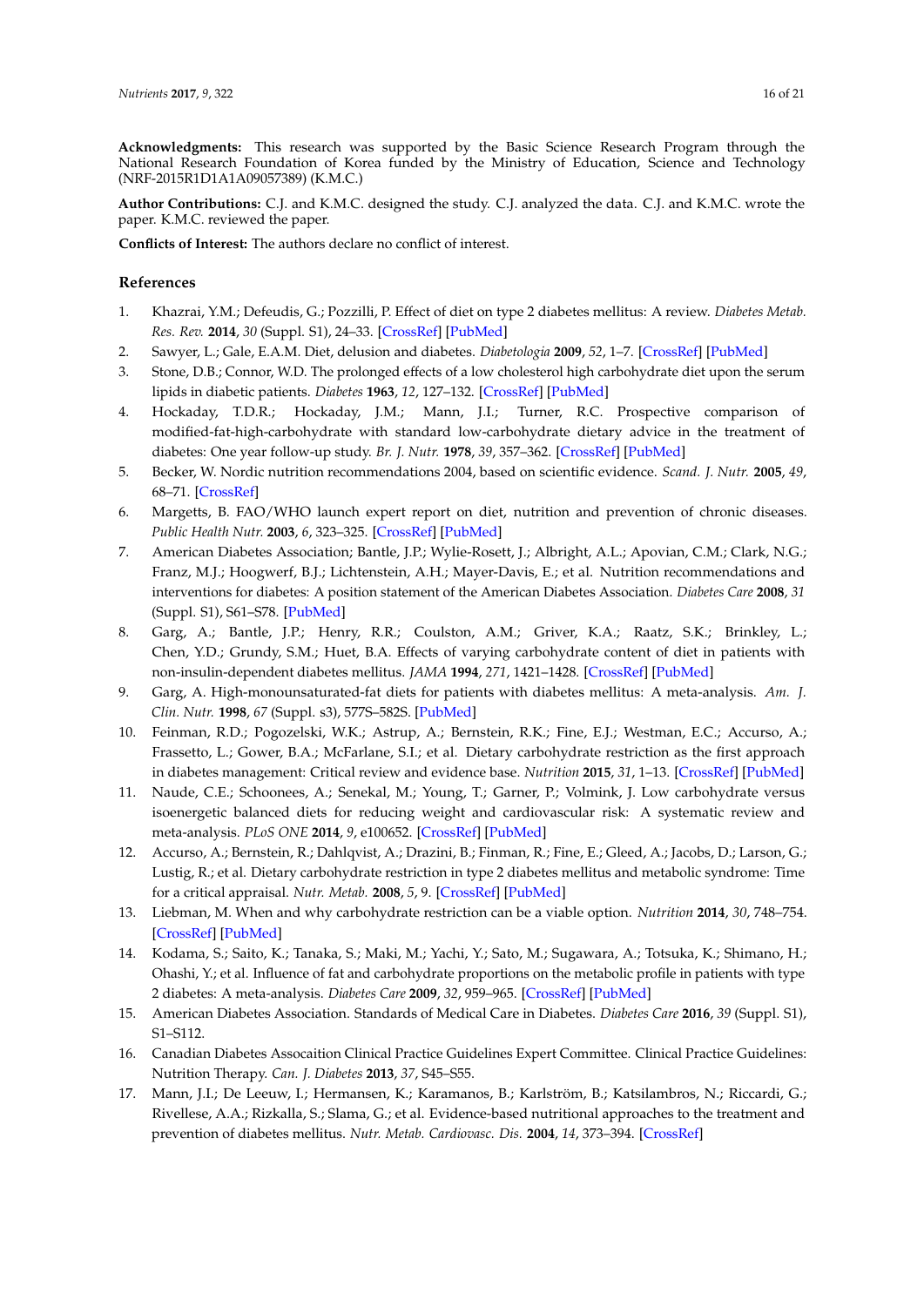**Acknowledgments:** This research was supported by the Basic Science Research Program through the National Research Foundation of Korea funded by the Ministry of Education, Science and Technology (NRF-2015R1D1A1A09057389) (K.M.C.)

**Author Contributions:** C.J. and K.M.C. designed the study. C.J. analyzed the data. C.J. and K.M.C. wrote the paper. K.M.C. reviewed the paper.

**Conflicts of Interest:** The authors declare no conflict of interest.

## References

1. Khazrai, Y.M.; Defeudis, G.; Pozzilli, P. Effect of diet on type 2 diabetes mellitus: A review. *Diabetes Metab. Res. Rev.* **2014**, *30* (Suppl. S1), 24–33. [CrossRef] [PubMed]
2. Sawyer, L.; Gale, E.A.M. Diet, delusion and diabetes. *Diabetologia* **2009**, *52*, 1–7. [CrossRef] [PubMed]
3. Stone, D.B.; Connor, W.D. The prolonged effects of a low cholesterol high carbohydrate diet upon the serum lipids in diabetic patients. *Diabetes* **1963**, *12*, 127–132. [CrossRef] [PubMed]
4. Hockaday, T.D.R.; Hockaday, J.M.; Mann, J.I.; Turner, R.C. Prospective comparison of modified-fat-high-carbohydrate with standard low-carbohydrate dietary advice in the treatment of diabetes: One year follow-up study. *Br. J. Nutr.* **1978**, *39*, 357–362. [CrossRef] [PubMed]
5. Becker, W. Nordic nutrition recommendations 2004, based on scientific evidence. *Scand. J. Nutr.* **2005**, *49*, 68–71. [CrossRef]
6. Margetts, B. FAO/WHO launch expert report on diet, nutrition and prevention of chronic diseases. *Public Health Nutr.* **2003**, *6*, 323–325. [CrossRef] [PubMed]
7. American Diabetes Association; Bantle, J.P.; Wylie-Rosett, J.; Albright, A.L.; Apovian, C.M.; Clark, N.G.; Franz, M.J.; Hoogwerf, B.J.; Lichtenstein, A.H.; Mayer-Davis, E.; et al. Nutrition recommendations and interventions for diabetes: A position statement of the American Diabetes Association. *Diabetes Care* **2008**, *31* (Suppl. S1), S61–S78. [PubMed]
8. Garg, A.; Bantle, J.P.; Henry, R.R.; Coulston, A.M.; Griver, K.A.; Raatz, S.K.; Brinkley, L.; Chen, Y.D.; Grundy, S.M.; Huet, B.A. Effects of varying carbohydrate content of diet in patients with non-insulin-dependent diabetes mellitus. *JAMA* **1994**, *271*, 1421–1428. [CrossRef] [PubMed]
9. Garg, A. High-monounsaturated-fat diets for patients with diabetes mellitus: A meta-analysis. *Am. J. Clin. Nutr.* **1998**, *67* (Suppl. s3), 577S–582S. [PubMed]
10. Feinman, R.D.; Pogozelski, W.K.; Astrup, A.; Bernstein, R.K.; Fine, E.J.; Westman, E.C.; Accurso, A.; Frassetto, L.; Gower, B.A.; McFarlane, S.I.; et al. Dietary carbohydrate restriction as the first approach in diabetes management: Critical review and evidence base. *Nutrition* **2015**, *31*, 1–13. [CrossRef] [PubMed]
11. Naude, C.E.; Schoonees, A.; Senekal, M.; Young, T.; Garner, P.; Volmink, J. Low carbohydrate versus isoenergetic balanced diets for reducing weight and cardiovascular risk: A systematic review and meta-analysis. *PLoS ONE* **2014**, *9*, e100652. [CrossRef] [PubMed]
12. Accurso, A.; Bernstein, R.; Dahlqvist, A.; Drazini, B.; Finman, R.; Fine, E.; Gleed, A.; Jacobs, D.; Larson, G.; Lustig, R.; et al. Dietary carbohydrate restriction in type 2 diabetes mellitus and metabolic syndrome: Time for a critical appraisal. *Nutr. Metab.* **2008**, *5*, 9. [CrossRef] [PubMed]
13. Liebman, M. When and why carbohydrate restriction can be a viable option. *Nutrition* **2014**, *30*, 748–754. [CrossRef] [PubMed]
14. Kodama, S.; Saito, K.; Tanaka, S.; Maki, M.; Yachi, Y.; Sato, M.; Sugawara, A.; Totsuka, K.; Shimano, H.; Ohashi, Y.; et al. Influence of fat and carbohydrate proportions on the metabolic profile in patients with type 2 diabetes: A meta-analysis. *Diabetes Care* **2009**, *32*, 959–965. [CrossRef] [PubMed]
15. American Diabetes Association. Standards of Medical Care in Diabetes. *Diabetes Care* **2016**, *39* (Suppl. S1), S1–S112.
16. Canadian Diabetes Assocaition Clinical Practice Guidelines Expert Committee. Clinical Practice Guidelines: Nutrition Therapy. *Can. J. Diabetes* **2013**, *37*, S45–S55.
17. Mann, J.I.; De Leeuw, I.; Hermansen, K.; Karamanos, B.; Karlström, B.; Katsilambros, N.; Riccardi, G.; Rivellese, A.A.; Rizkalla, S.; Slama, G.; et al. Evidence-based nutritional approaches to the treatment and prevention of diabetes mellitus. *Nutr. Metab. Cardiovasc. Dis.* **2004**, *14*, 373–394. [CrossRef]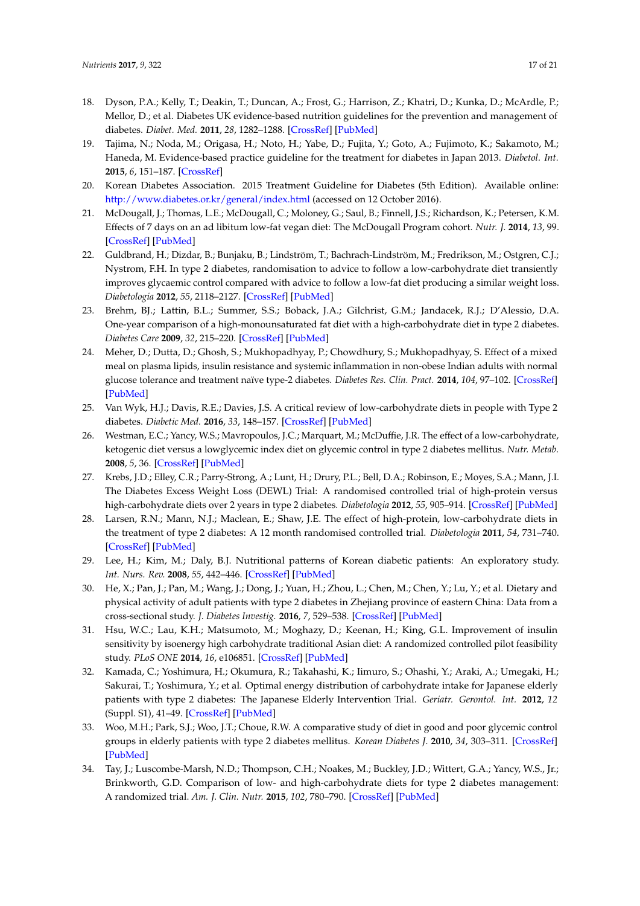18. Dyson, P.A.; Kelly, T.; Deakin, T.; Duncan, A.; Frost, G.; Harrison, Z.; Khatri, D.; Kunka, D.; McArdle, P.; Mellor, D.; et al. Diabetes UK evidence-based nutrition guidelines for the prevention and management of diabetes. *Diabet. Med.* **2011**, *28*, 1282–1288. [CrossRef] [PubMed]
19. Tajima, N.; Noda, M.; Origasa, H.; Noto, H.; Yabe, D.; Fujita, Y.; Goto, A.; Fujimoto, K.; Sakamoto, M.; Haneda, M. Evidence-based practice guideline for the treatment for diabetes in Japan 2013. *Diabetol. Int.* **2015**, *6*, 151–187. [CrossRef]
20. Korean Diabetes Association. 2015 Treatment Guideline for Diabetes (5th Edition). Available online: http://www.diabetes.or.kr/general/index.html (accessed on 12 October 2016).
21. McDougall, J.; Thomas, L.E.; McDougall, C.; Moloney, G.; Saul, B.; Finnell, J.S.; Richardson, K.; Petersen, K.M. Effects of 7 days on an ad libitum low-fat vegan diet: The McDougall Program cohort. *Nutr. J.* **2014**, *13*, 99. [CrossRef] [PubMed]
22. Guldbrand, H.; Dizdar, B.; Bunjaku, B.; Lindström, T.; Bachrach-Lindström, M.; Fredrikson, M.; Ostgren, C.J.; Nystrom, F.H. In type 2 diabetes, randomisation to advice to follow a low-carbohydrate diet transiently improves glycaemic control compared with advice to follow a low-fat diet producing a similar weight loss. *Diabetologia* **2012**, *55*, 2118–2127. [CrossRef] [PubMed]
23. Brehm, BJ.; Lattin, B.L.; Summer, S.S.; Boback, J.A.; Gilchrist, G.M.; Jandacek, R.J.; D'Alessio, D.A. One-year comparison of a high-monounsaturated fat diet with a high-carbohydrate diet in type 2 diabetes. *Diabetes Care* **2009**, *32*, 215–220. [CrossRef] [PubMed]
24. Meher, D.; Dutta, D.; Ghosh, S.; Mukhopadhyay, P.; Chowdhury, S.; Mukhopadhyay, S. Effect of a mixed meal on plasma lipids, insulin resistance and systemic inflammation in non-obese Indian adults with normal glucose tolerance and treatment naïve type-2 diabetes. *Diabetes Res. Clin. Pract.* **2014**, *104*, 97–102. [CrossRef] [PubMed]
25. Van Wyk, H.J.; Davis, R.E.; Davies, J.S. A critical review of low-carbohydrate diets in people with Type 2 diabetes. *Diabetic Med.* **2016**, *33*, 148–157. [CrossRef] [PubMed]
26. Westman, E.C.; Yancy, W.S.; Mavropoulos, J.C.; Marquart, M.; McDuffie, J.R. The effect of a low-carbohydrate, ketogenic diet versus a lowglycemic index diet on glycemic control in type 2 diabetes mellitus. *Nutr. Metab.* **2008**, *5*, 36. [CrossRef] [PubMed]
27. Krebs, J.D.; Elley, C.R.; Parry-Strong, A.; Lunt, H.; Drury, P.L.; Bell, D.A.; Robinson, E.; Moyes, S.A.; Mann, J.I. The Diabetes Excess Weight Loss (DEWL) Trial: A randomised controlled trial of high-protein versus high-carbohydrate diets over 2 years in type 2 diabetes. *Diabetologia* **2012**, *55*, 905–914. [CrossRef] [PubMed]
28. Larsen, R.N.; Mann, N.J.; Maclean, E.; Shaw, J.E. The effect of high-protein, low-carbohydrate diets in the treatment of type 2 diabetes: A 12 month randomised controlled trial. *Diabetologia* **2011**, *54*, 731–740. [CrossRef] [PubMed]
29. Lee, H.; Kim, M.; Daly, B.J. Nutritional patterns of Korean diabetic patients: An exploratory study. *Int. Nurs. Rev.* **2008**, *55*, 442–446. [CrossRef] [PubMed]
30. He, X.; Pan, J.; Pan, M.; Wang, J.; Dong, J.; Yuan, H.; Zhou, L.; Chen, M.; Chen, Y.; Lu, Y.; et al. Dietary and physical activity of adult patients with type 2 diabetes in Zhejiang province of eastern China: Data from a cross-sectional study. *J. Diabetes Investig.* **2016**, *7*, 529–538. [CrossRef] [PubMed]
31. Hsu, W.C.; Lau, K.H.; Matsumoto, M.; Moghazy, D.; Keenan, H.; King, G.L. Improvement of insulin sensitivity by isoenergy high carbohydrate traditional Asian diet: A randomized controlled pilot feasibility study. *PLoS ONE* **2014**, *16*, e106851. [CrossRef] [PubMed]
32. Kamada, C.; Yoshimura, H.; Okumura, R.; Takahashi, K.; Iimuro, S.; Ohashi, Y.; Araki, A.; Umegaki, H.; Sakurai, T.; Yoshimura, Y.; et al. Optimal energy distribution of carbohydrate intake for Japanese elderly patients with type 2 diabetes: The Japanese Elderly Intervention Trial. *Geriatr. Gerontol. Int.* **2012**, *12* (Suppl. S1), 41–49. [CrossRef] [PubMed]
33. Woo, M.H.; Park, S.J.; Woo, J.T.; Choue, R.W. A comparative study of diet in good and poor glycemic control groups in elderly patients with type 2 diabetes mellitus. *Korean Diabetes J.* **2010**, *34*, 303–311. [CrossRef] [PubMed]
34. Tay, J.; Luscombe-Marsh, N.D.; Thompson, C.H.; Noakes, M.; Buckley, J.D.; Wittert, G.A.; Yancy, W.S., Jr.; Brinkworth, G.D. Comparison of low- and high-carbohydrate diets for type 2 diabetes management: A randomized trial. *Am. J. Clin. Nutr.* **2015**, *102*, 780–790. [CrossRef] [PubMed]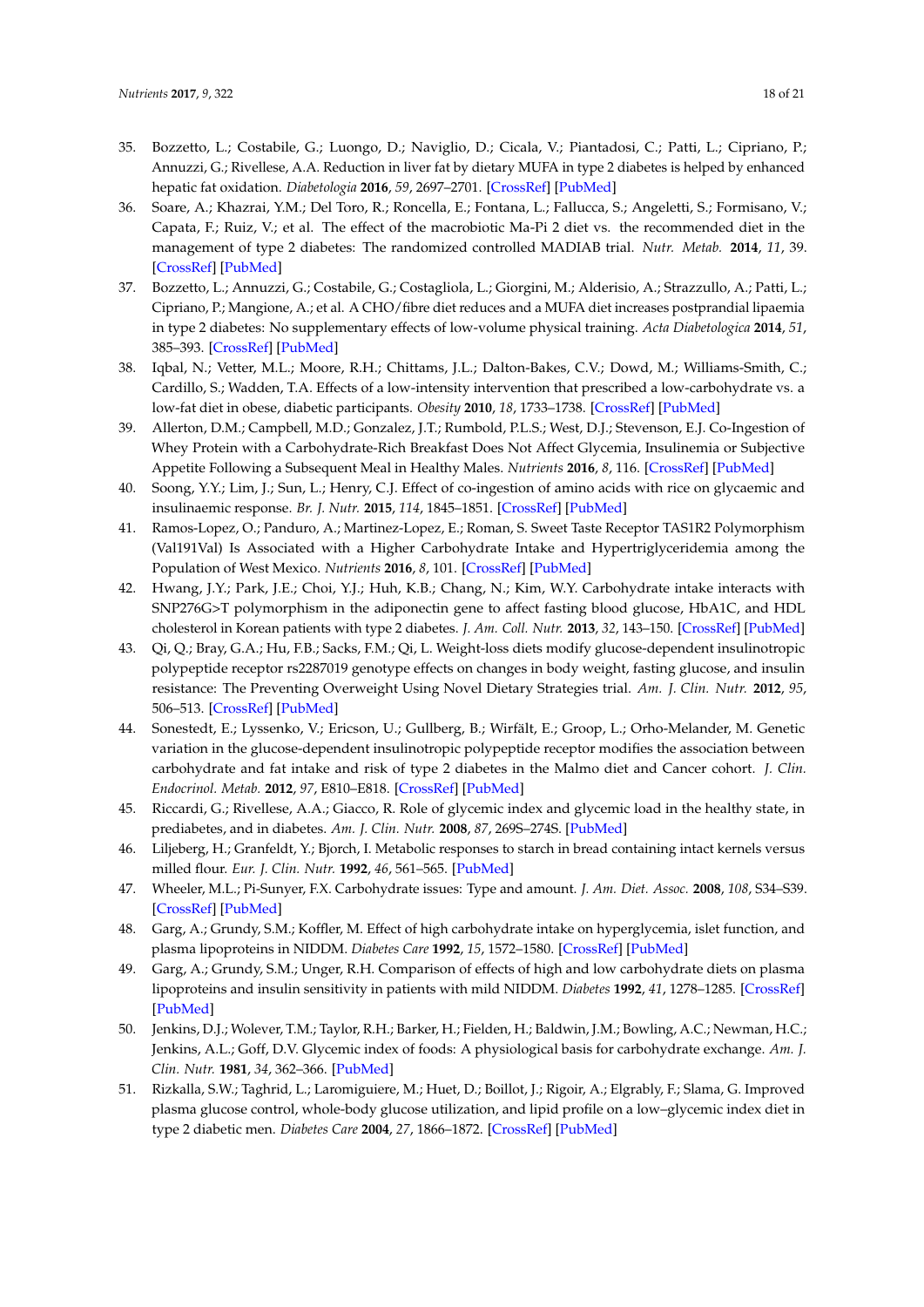35. Bozzetto, L.; Costabile, G.; Luongo, D.; Naviglio, D.; Cicala, V.; Piantadosi, C.; Patti, L.; Cipriano, P.; Annuzzi, G.; Rivellese, A.A. Reduction in liver fat by dietary MUFA in type 2 diabetes is helped by enhanced hepatic fat oxidation. *Diabetologia* **2016**, *59*, 2697–2701. [CrossRef] [PubMed]
36. Soare, A.; Khazrai, Y.M.; Del Toro, R.; Roncella, E.; Fontana, L.; Fallucca, S.; Angeletti, S.; Formisano, V.; Capata, F.; Ruiz, V.; et al. The effect of the macrobiotic Ma-Pi 2 diet vs. the recommended diet in the management of type 2 diabetes: The randomized controlled MADIAB trial. *Nutr. Metab.* **2014**, *11*, 39. [CrossRef] [PubMed]
37. Bozzetto, L.; Annuzzi, G.; Costabile, G.; Costagliola, L.; Giorgini, M.; Alderisio, A.; Strazzullo, A.; Patti, L.; Cipriano, P.; Mangione, A.; et al. A CHO/fibre diet reduces and a MUFA diet increases postprandial lipaemia in type 2 diabetes: No supplementary effects of low-volume physical training. *Acta Diabetologica* **2014**, *51*, 385–393. [CrossRef] [PubMed]
38. Iqbal, N.; Vetter, M.L.; Moore, R.H.; Chittams, J.L.; Dalton-Bakes, C.V.; Dowd, M.; Williams-Smith, C.; Cardillo, S.; Wadden, T.A. Effects of a low-intensity intervention that prescribed a low-carbohydrate vs. a low-fat diet in obese, diabetic participants. *Obesity* **2010**, *18*, 1733–1738. [CrossRef] [PubMed]
39. Allerton, D.M.; Campbell, M.D.; Gonzalez, J.T.; Rumbold, P.L.S.; West, D.J.; Stevenson, E.J. Co-Ingestion of Whey Protein with a Carbohydrate-Rich Breakfast Does Not Affect Glycemia, Insulinemia or Subjective Appetite Following a Subsequent Meal in Healthy Males. *Nutrients* **2016**, *8*, 116. [CrossRef] [PubMed]
40. Soong, Y.Y.; Lim, J.; Sun, L.; Henry, C.J. Effect of co-ingestion of amino acids with rice on glycaemic and insulinaemic response. *Br. J. Nutr.* **2015**, *114*, 1845–1851. [CrossRef] [PubMed]
41. Ramos-Lopez, O.; Panduro, A.; Martinez-Lopez, E.; Roman, S. Sweet Taste Receptor TAS1R2 Polymorphism (Val191Val) Is Associated with a Higher Carbohydrate Intake and Hypertriglyceridemia among the Population of West Mexico. *Nutrients* **2016**, *8*, 101. [CrossRef] [PubMed]
42. Hwang, J.Y.; Park, J.E.; Choi, Y.J.; Huh, K.B.; Chang, N.; Kim, W.Y. Carbohydrate intake interacts with SNP276G>T polymorphism in the adiponectin gene to affect fasting blood glucose, HbA1C, and HDL cholesterol in Korean patients with type 2 diabetes. *J. Am. Coll. Nutr.* **2013**, *32*, 143–150. [CrossRef] [PubMed]
43. Qi, Q.; Bray, G.A.; Hu, F.B.; Sacks, F.M.; Qi, L. Weight-loss diets modify glucose-dependent insulinotropic polypeptide receptor rs2287019 genotype effects on changes in body weight, fasting glucose, and insulin resistance: The Preventing Overweight Using Novel Dietary Strategies trial. *Am. J. Clin. Nutr.* **2012**, *95*, 506–513. [CrossRef] [PubMed]
44. Sonestedt, E.; Lyssenko, V.; Ericson, U.; Gullberg, B.; Wirfält, E.; Groop, L.; Orho-Melander, M. Genetic variation in the glucose-dependent insulinotropic polypeptide receptor modifies the association between carbohydrate and fat intake and risk of type 2 diabetes in the Malmo diet and Cancer cohort. *J. Clin. Endocrinol. Metab.* **2012**, *97*, E810–E818. [CrossRef] [PubMed]
45. Riccardi, G.; Rivellese, A.A.; Giacco, R. Role of glycemic index and glycemic load in the healthy state, in prediabetes, and in diabetes. *Am. J. Clin. Nutr.* **2008**, *87*, 269S–274S. [PubMed]
46. Liljeberg, H.; Granfeldt, Y.; Bjorch, I. Metabolic responses to starch in bread containing intact kernels versus milled flour. *Eur. J. Clin. Nutr.* **1992**, *46*, 561–565. [PubMed]
47. Wheeler, M.L.; Pi-Sunyer, F.X. Carbohydrate issues: Type and amount. *J. Am. Diet. Assoc.* **2008**, *108*, S34–S39. [CrossRef] [PubMed]
48. Garg, A.; Grundy, S.M.; Koffler, M. Effect of high carbohydrate intake on hyperglycemia, islet function, and plasma lipoproteins in NIDDM. *Diabetes Care* **1992**, *15*, 1572–1580. [CrossRef] [PubMed]
49. Garg, A.; Grundy, S.M.; Unger, R.H. Comparison of effects of high and low carbohydrate diets on plasma lipoproteins and insulin sensitivity in patients with mild NIDDM. *Diabetes* **1992**, *41*, 1278–1285. [CrossRef] [PubMed]
50. Jenkins, D.J.; Wolever, T.M.; Taylor, R.H.; Barker, H.; Fielden, H.; Baldwin, J.M.; Bowling, A.C.; Newman, H.C.; Jenkins, A.L.; Goff, D.V. Glycemic index of foods: A physiological basis for carbohydrate exchange. *Am. J. Clin. Nutr.* **1981**, *34*, 362–366. [PubMed]
51. Rizkalla, S.W.; Taghrid, L.; Laromiguiere, M.; Huet, D.; Boillot, J.; Rigoir, A.; Elgrably, F.; Slama, G. Improved plasma glucose control, whole-body glucose utilization, and lipid profile on a low–glycemic index diet in type 2 diabetic men. *Diabetes Care* **2004**, *27*, 1866–1872. [CrossRef] [PubMed]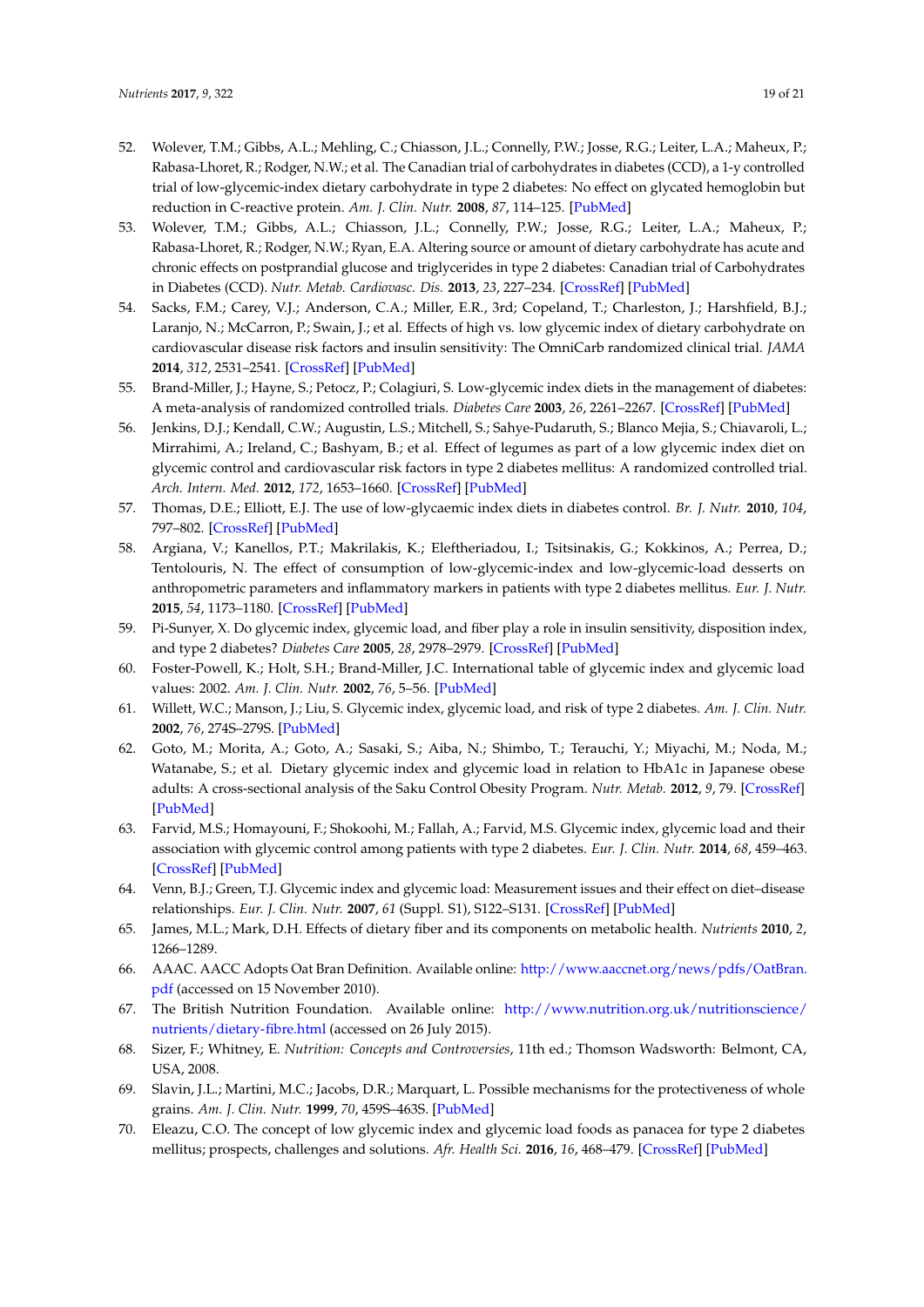52. Wolever, T.M.; Gibbs, A.L.; Mehling, C.; Chiasson, J.L.; Connelly, P.W.; Josse, R.G.; Leiter, L.A.; Maheux, P.; Rabasa-Lhoret, R.; Rodger, N.W.; et al. The Canadian trial of carbohydrates in diabetes (CCD), a 1-y controlled trial of low-glycemic-index dietary carbohydrate in type 2 diabetes: No effect on glycated hemoglobin but reduction in C-reactive protein. *Am. J. Clin. Nutr.* **2008**, *87*, 114–125. [PubMed]
53. Wolever, T.M.; Gibbs, A.L.; Chiasson, J.L.; Connelly, P.W.; Josse, R.G.; Leiter, L.A.; Maheux, P.; Rabasa-Lhoret, R.; Rodger, N.W.; Ryan, E.A. Altering source or amount of dietary carbohydrate has acute and chronic effects on postprandial glucose and triglycerides in type 2 diabetes: Canadian trial of Carbohydrates in Diabetes (CCD). *Nutr. Metab. Cardiovasc. Dis.* **2013**, *23*, 227–234. [CrossRef] [PubMed]
54. Sacks, F.M.; Carey, V.J.; Anderson, C.A.; Miller, E.R., 3rd; Copeland, T.; Charleston, J.; Harshfield, B.J.; Laranjo, N.; McCarron, P.; Swain, J.; et al. Effects of high vs. low glycemic index of dietary carbohydrate on cardiovascular disease risk factors and insulin sensitivity: The OmniCarb randomized clinical trial. *JAMA* **2014**, *312*, 2531–2541. [CrossRef] [PubMed]
55. Brand-Miller, J.; Hayne, S.; Petocz, P.; Colagiuri, S. Low-glycemic index diets in the management of diabetes: A meta-analysis of randomized controlled trials. *Diabetes Care* **2003**, *26*, 2261–2267. [CrossRef] [PubMed]
56. Jenkins, D.J.; Kendall, C.W.; Augustin, L.S.; Mitchell, S.; Sahye-Pudaruth, S.; Blanco Mejia, S.; Chiavaroli, L.; Mirrahimi, A.; Ireland, C.; Bashyam, B.; et al. Effect of legumes as part of a low glycemic index diet on glycemic control and cardiovascular risk factors in type 2 diabetes mellitus: A randomized controlled trial. *Arch. Intern. Med.* **2012**, *172*, 1653–1660. [CrossRef] [PubMed]
57. Thomas, D.E.; Elliott, E.J. The use of low-glycaemic index diets in diabetes control. *Br. J. Nutr.* **2010**, *104*, 797–802. [CrossRef] [PubMed]
58. Argiana, V.; Kanellos, P.T.; Makrilakis, K.; Eleftheriadou, I.; Tsitsinakis, G.; Kokkinos, A.; Perrea, D.; Tentolouris, N. The effect of consumption of low-glycemic-index and low-glycemic-load desserts on anthropometric parameters and inflammatory markers in patients with type 2 diabetes mellitus. *Eur. J. Nutr.* **2015**, *54*, 1173–1180. [CrossRef] [PubMed]
59. Pi-Sunyer, X. Do glycemic index, glycemic load, and fiber play a role in insulin sensitivity, disposition index, and type 2 diabetes? *Diabetes Care* **2005**, *28*, 2978–2979. [CrossRef] [PubMed]
60. Foster-Powell, K.; Holt, S.H.; Brand-Miller, J.C. International table of glycemic index and glycemic load values: 2002. *Am. J. Clin. Nutr.* **2002**, *76*, 5–56. [PubMed]
61. Willett, W.C.; Manson, J.; Liu, S. Glycemic index, glycemic load, and risk of type 2 diabetes. *Am. J. Clin. Nutr.* **2002**, *76*, 274S–279S. [PubMed]
62. Goto, M.; Morita, A.; Goto, A.; Sasaki, S.; Aiba, N.; Shimbo, T.; Terauchi, Y.; Miyachi, M.; Noda, M.; Watanabe, S.; et al. Dietary glycemic index and glycemic load in relation to HbA1c in Japanese obese adults: A cross-sectional analysis of the Saku Control Obesity Program. *Nutr. Metab.* **2012**, *9*, 79. [CrossRef] [PubMed]
63. Farvid, M.S.; Homayouni, F.; Shokoohi, M.; Fallah, A.; Farvid, M.S. Glycemic index, glycemic load and their association with glycemic control among patients with type 2 diabetes. *Eur. J. Clin. Nutr.* **2014**, *68*, 459–463. [CrossRef] [PubMed]
64. Venn, B.J.; Green, T.J. Glycemic index and glycemic load: Measurement issues and their effect on diet–disease relationships. *Eur. J. Clin. Nutr.* **2007**, *61* (Suppl. S1), S122–S131. [CrossRef] [PubMed]
65. James, M.L.; Mark, D.H. Effects of dietary fiber and its components on metabolic health. *Nutrients* **2010**, *2*, 1266–1289.
66. AAAC. AACC Adopts Oat Bran Definition. Available online: http://www.aaccnet.org/news/pdfs/OatBran.pdf (accessed on 15 November 2010).
67. The British Nutrition Foundation. Available online: http://www.nutrition.org.uk/nutritionscience/nutrients/dietary-fibre.html (accessed on 26 July 2015).
68. Sizer, F.; Whitney, E. *Nutrition: Concepts and Controversies*, 11th ed.; Thomson Wadsworth: Belmont, CA, USA, 2008.
69. Slavin, J.L.; Martini, M.C.; Jacobs, D.R.; Marquart, L. Possible mechanisms for the protectiveness of whole grains. *Am. J. Clin. Nutr.* **1999**, *70*, 459S–463S. [PubMed]
70. Eleazu, C.O. The concept of low glycemic index and glycemic load foods as panacea for type 2 diabetes mellitus; prospects, challenges and solutions. *Afr. Health Sci.* **2016**, *16*, 468–479. [CrossRef] [PubMed]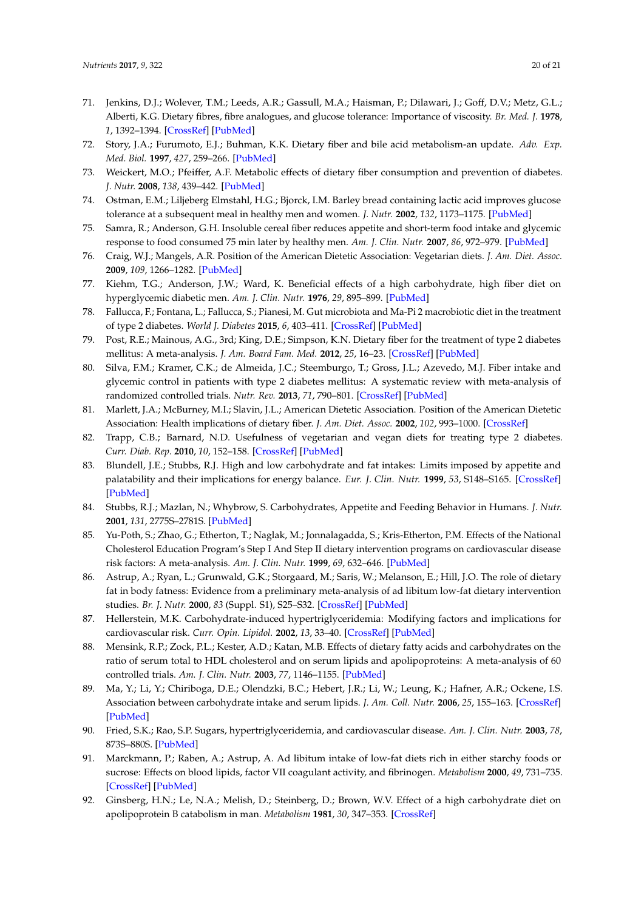71. Jenkins, D.J.; Wolever, T.M.; Leeds, A.R.; Gassull, M.A.; Haisman, P.; Dilawari, J.; Goff, D.V.; Metz, G.L.; Alberti, K.G. Dietary fibres, fibre analogues, and glucose tolerance: Importance of viscosity. *Br. Med. J.* **1978**, *1*, 1392–1394. [CrossRef] [PubMed]
72. Story, J.A.; Furumoto, E.J.; Buhman, K.K. Dietary fiber and bile acid metabolism-an update. *Adv. Exp. Med. Biol.* **1997**, *427*, 259–266. [PubMed]
73. Weickert, M.O.; Pfeiffer, A.F. Metabolic effects of dietary fiber consumption and prevention of diabetes. *J. Nutr.* **2008**, *138*, 439–442. [PubMed]
74. Ostman, E.M.; Liljeberg Elmstahl, H.G.; Bjorck, I.M. Barley bread containing lactic acid improves glucose tolerance at a subsequent meal in healthy men and women. *J. Nutr.* **2002**, *132*, 1173–1175. [PubMed]
75. Samra, R.; Anderson, G.H. Insoluble cereal fiber reduces appetite and short-term food intake and glycemic response to food consumed 75 min later by healthy men. *Am. J. Clin. Nutr.* **2007**, *86*, 972–979. [PubMed]
76. Craig, W.J.; Mangels, A.R. Position of the American Dietetic Association: Vegetarian diets. *J. Am. Diet. Assoc.* **2009**, *109*, 1266–1282. [PubMed]
77. Kiehm, T.G.; Anderson, J.W.; Ward, K. Beneficial effects of a high carbohydrate, high fiber diet on hyperglycemic diabetic men. *Am. J. Clin. Nutr.* **1976**, *29*, 895–899. [PubMed]
78. Fallucca, F.; Fontana, L.; Fallucca, S.; Pianesi, M. Gut microbiota and Ma-Pi 2 macrobiotic diet in the treatment of type 2 diabetes. *World J. Diabetes* **2015**, *6*, 403–411. [CrossRef] [PubMed]
79. Post, R.E.; Mainous, A.G., 3rd; King, D.E.; Simpson, K.N. Dietary fiber for the treatment of type 2 diabetes mellitus: A meta-analysis. *J. Am. Board Fam. Med.* **2012**, *25*, 16–23. [CrossRef] [PubMed]
80. Silva, F.M.; Kramer, C.K.; de Almeida, J.C.; Steemburgo, T.; Gross, J.L.; Azevedo, M.J. Fiber intake and glycemic control in patients with type 2 diabetes mellitus: A systematic review with meta-analysis of randomized controlled trials. *Nutr. Rev.* **2013**, *71*, 790–801. [CrossRef] [PubMed]
81. Marlett, J.A.; McBurney, M.I.; Slavin, J.L.; American Dietetic Association. Position of the American Dietetic Association: Health implications of dietary fiber. *J. Am. Diet. Assoc.* **2002**, *102*, 993–1000. [CrossRef]
82. Trapp, C.B.; Barnard, N.D. Usefulness of vegetarian and vegan diets for treating type 2 diabetes. *Curr. Diab. Rep.* **2010**, *10*, 152–158. [CrossRef] [PubMed]
83. Blundell, J.E.; Stubbs, R.J. High and low carbohydrate and fat intakes: Limits imposed by appetite and palatability and their implications for energy balance. *Eur. J. Clin. Nutr.* **1999**, *53*, S148–S165. [CrossRef] [PubMed]
84. Stubbs, R.J.; Mazlan, N.; Whybrow, S. Carbohydrates, Appetite and Feeding Behavior in Humans. *J. Nutr.* **2001**, *131*, 2775S–2781S. [PubMed]
85. Yu-Poth, S.; Zhao, G.; Etherton, T.; Naglak, M.; Jonnalagadda, S.; Kris-Etherton, P.M. Effects of the National Cholesterol Education Program's Step I And Step II dietary intervention programs on cardiovascular disease risk factors: A meta-analysis. *Am. J. Clin. Nutr.* **1999**, *69*, 632–646. [PubMed]
86. Astrup, A.; Ryan, L.; Grunwald, G.K.; Storgaard, M.; Saris, W.; Melanson, E.; Hill, J.O. The role of dietary fat in body fatness: Evidence from a preliminary meta-analysis of ad libitum low-fat dietary intervention studies. *Br. J. Nutr.* **2000**, *83* (Suppl. S1), S25–S32. [CrossRef] [PubMed]
87. Hellerstein, M.K. Carbohydrate-induced hypertriglyceridemia: Modifying factors and implications for cardiovascular risk. *Curr. Opin. Lipidol.* **2002**, *13*, 33–40. [CrossRef] [PubMed]
88. Mensink, R.P.; Zock, P.L.; Kester, A.D.; Katan, M.B. Effects of dietary fatty acids and carbohydrates on the ratio of serum total to HDL cholesterol and on serum lipids and apolipoproteins: A meta-analysis of 60 controlled trials. *Am. J. Clin. Nutr.* **2003**, *77*, 1146–1155. [PubMed]
89. Ma, Y.; Li, Y.; Chiriboga, D.E.; Olendzki, B.C.; Hebert, J.R.; Li, W.; Leung, K.; Hafner, A.R.; Ockene, I.S. Association between carbohydrate intake and serum lipids. *J. Am. Coll. Nutr.* **2006**, *25*, 155–163. [CrossRef] [PubMed]
90. Fried, S.K.; Rao, S.P. Sugars, hypertriglyceridemia, and cardiovascular disease. *Am. J. Clin. Nutr.* **2003**, *78*, 873S–880S. [PubMed]
91. Marckmann, P.; Raben, A.; Astrup, A. Ad libitum intake of low-fat diets rich in either starchy foods or sucrose: Effects on blood lipids, factor VII coagulant activity, and fibrinogen. *Metabolism* **2000**, *49*, 731–735. [CrossRef] [PubMed]
92. Ginsberg, H.N.; Le, N.A.; Melish, D.; Steinberg, D.; Brown, W.V. Effect of a high carbohydrate diet on apolipoprotein B catabolism in man. *Metabolism* **1981**, *30*, 347–353. [CrossRef]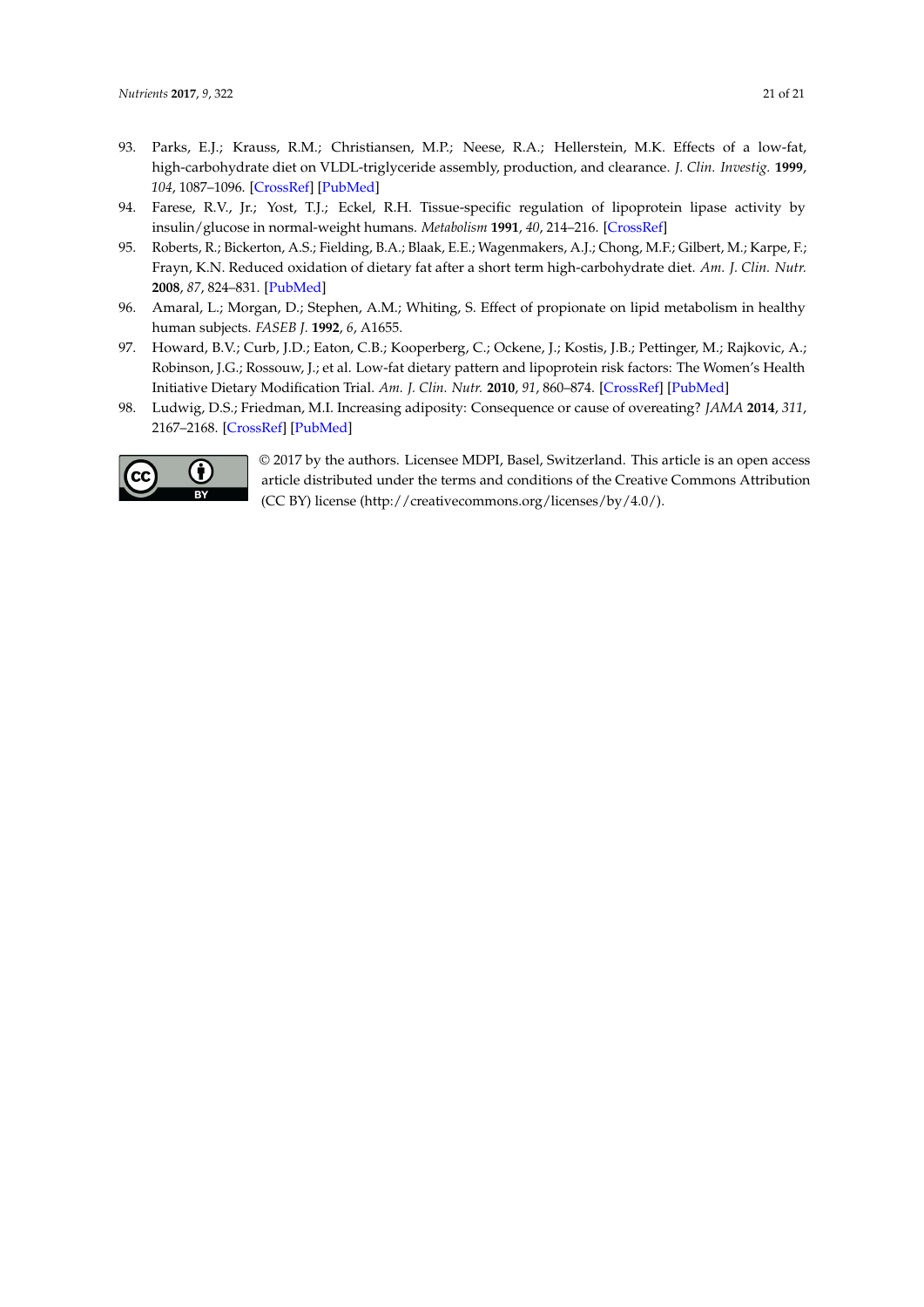93. Parks, E.J.; Krauss, R.M.; Christiansen, M.P.; Neese, R.A.; Hellerstein, M.K. Effects of a low-fat, high-carbohydrate diet on VLDL-triglyceride assembly, production, and clearance. *J. Clin. Investig.* **1999**, *104*, 1087–1096. [CrossRef] [PubMed]
94. Farese, R.V., Jr.; Yost, T.J.; Eckel, R.H. Tissue-specific regulation of lipoprotein lipase activity by insulin/glucose in normal-weight humans. *Metabolism* **1991**, *40*, 214–216. [CrossRef]
95. Roberts, R.; Bickerton, A.S.; Fielding, B.A.; Blaak, E.E.; Wagenmakers, A.J.; Chong, M.F.; Gilbert, M.; Karpe, F.; Frayn, K.N. Reduced oxidation of dietary fat after a short term high-carbohydrate diet. *Am. J. Clin. Nutr.* **2008**, *87*, 824–831. [PubMed]
96. Amaral, L.; Morgan, D.; Stephen, A.M.; Whiting, S. Effect of propionate on lipid metabolism in healthy human subjects. *FASEB J.* **1992**, *6*, A1655.
97. Howard, B.V.; Curb, J.D.; Eaton, C.B.; Kooperberg, C.; Ockene, J.; Kostis, J.B.; Pettinger, M.; Rajkovic, A.; Robinson, J.G.; Rossouw, J.; et al. Low-fat dietary pattern and lipoprotein risk factors: The Women's Health Initiative Dietary Modification Trial. *Am. J. Clin. Nutr.* **2010**, *91*, 860–874. [CrossRef] [PubMed]
98. Ludwig, D.S.; Friedman, M.I. Increasing adiposity: Consequence or cause of overeating? *JAMA* **2014**, *311*, 2167–2168. [CrossRef] [PubMed]

© 2017 by the authors. Licensee MDPI, Basel, Switzerland. This article is an open access article distributed under the terms and conditions of the Creative Commons Attribution (CC BY) license (http://creativecommons.org/licenses/by/4.0/).